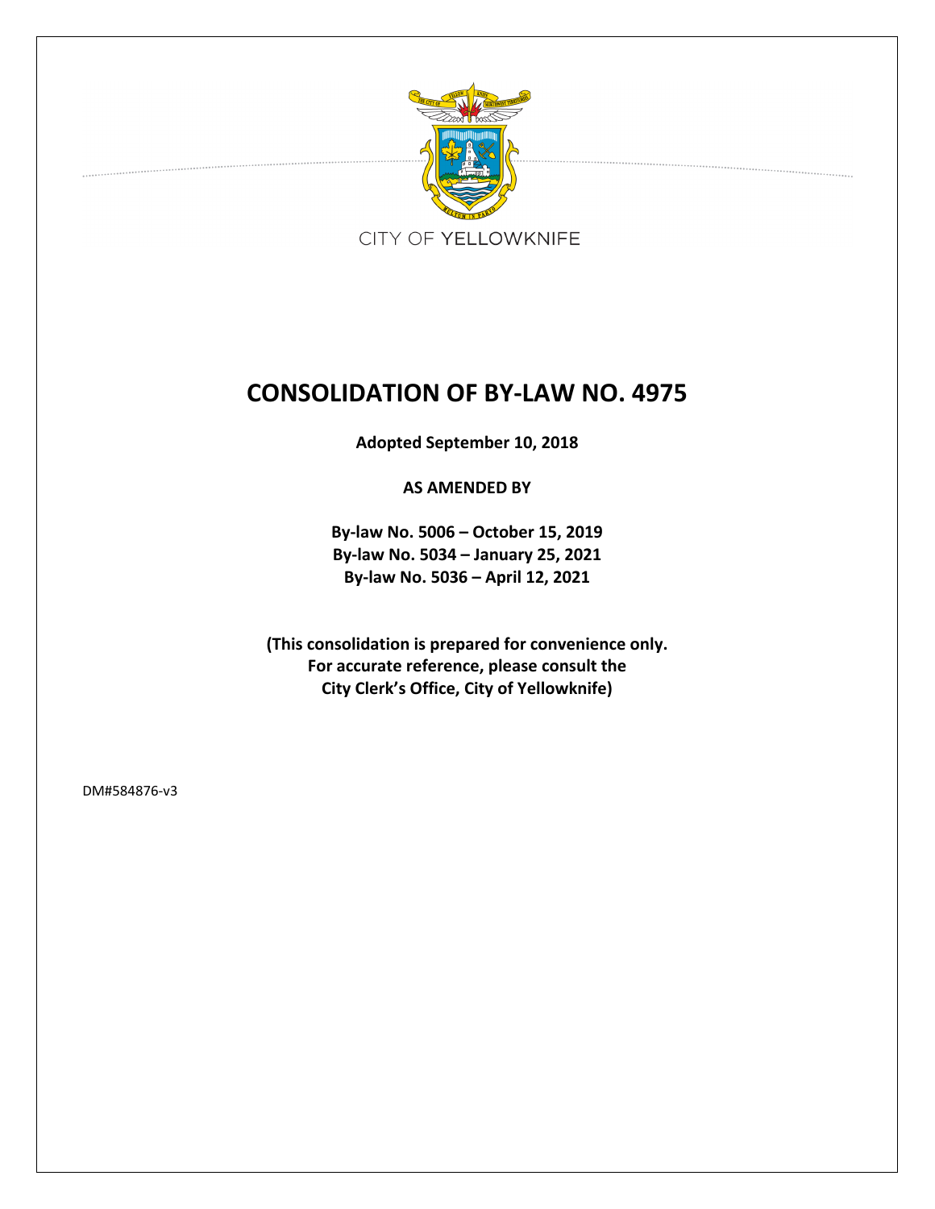CITY OF YELLOWKNIFE

# CONSOLIDATION OF BY-LAW NO. 4975

**Adopted September 10, 2018**

**AS AMENDED BY**

**By-law No. 5006 – October 15, 2019**
**By-law No. 5034 – January 25, 2021**
**By-law No. 5036 – April 12, 2021**

**(This consolidation is prepared for convenience only.**
**For accurate reference, please consult the**
**City Clerk's Office, City of Yellowknife)**

DM#584876-v3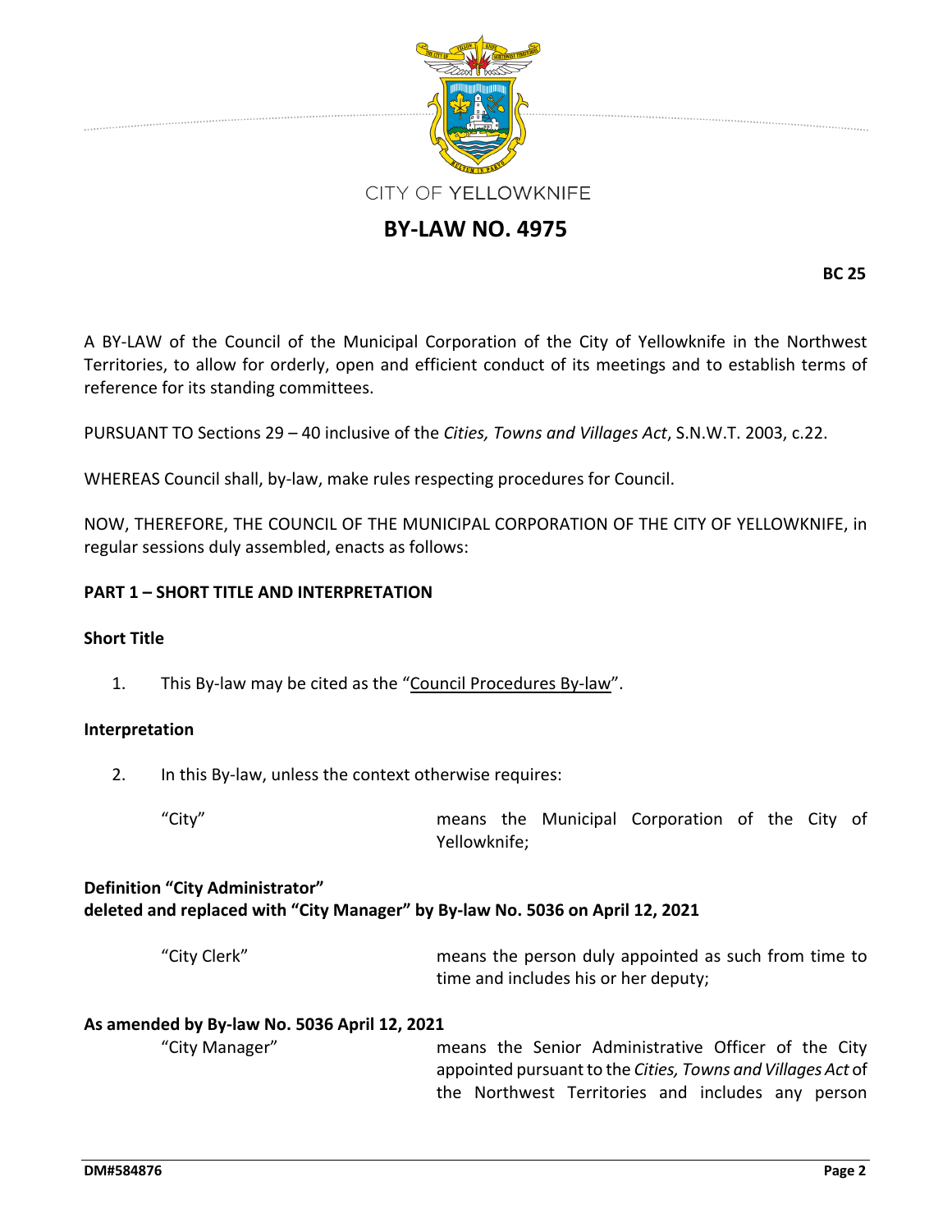CITY OF YELLOWKNIFE

# BY-LAW NO. 4975

**BC 25**

A BY-LAW of the Council of the Municipal Corporation of the City of Yellowknife in the Northwest Territories, to allow for orderly, open and efficient conduct of its meetings and to establish terms of reference for its standing committees.

PURSUANT TO Sections 29 – 40 inclusive of the *Cities, Towns and Villages Act*, S.N.W.T. 2003, c.22.

WHEREAS Council shall, by-law, make rules respecting procedures for Council.

NOW, THEREFORE, THE COUNCIL OF THE MUNICIPAL CORPORATION OF THE CITY OF YELLOWKNIFE, in regular sessions duly assembled, enacts as follows:

## PART 1 – SHORT TITLE AND INTERPRETATION

### Short Title

1. This By-law may be cited as the "Council Procedures By-law".

### Interpretation

2. In this By-law, unless the context otherwise requires:

"City" means the Municipal Corporation of the City of Yellowknife;

**Definition "City Administrator" deleted and replaced with "City Manager" by By-law No. 5036 on April 12, 2021**

"City Clerk" means the person duly appointed as such from time to time and includes his or her deputy;

**As amended by By-law No. 5036 April 12, 2021**

"City Manager" means the Senior Administrative Officer of the City appointed pursuant to the *Cities, Towns and Villages Act* of the Northwest Territories and includes any person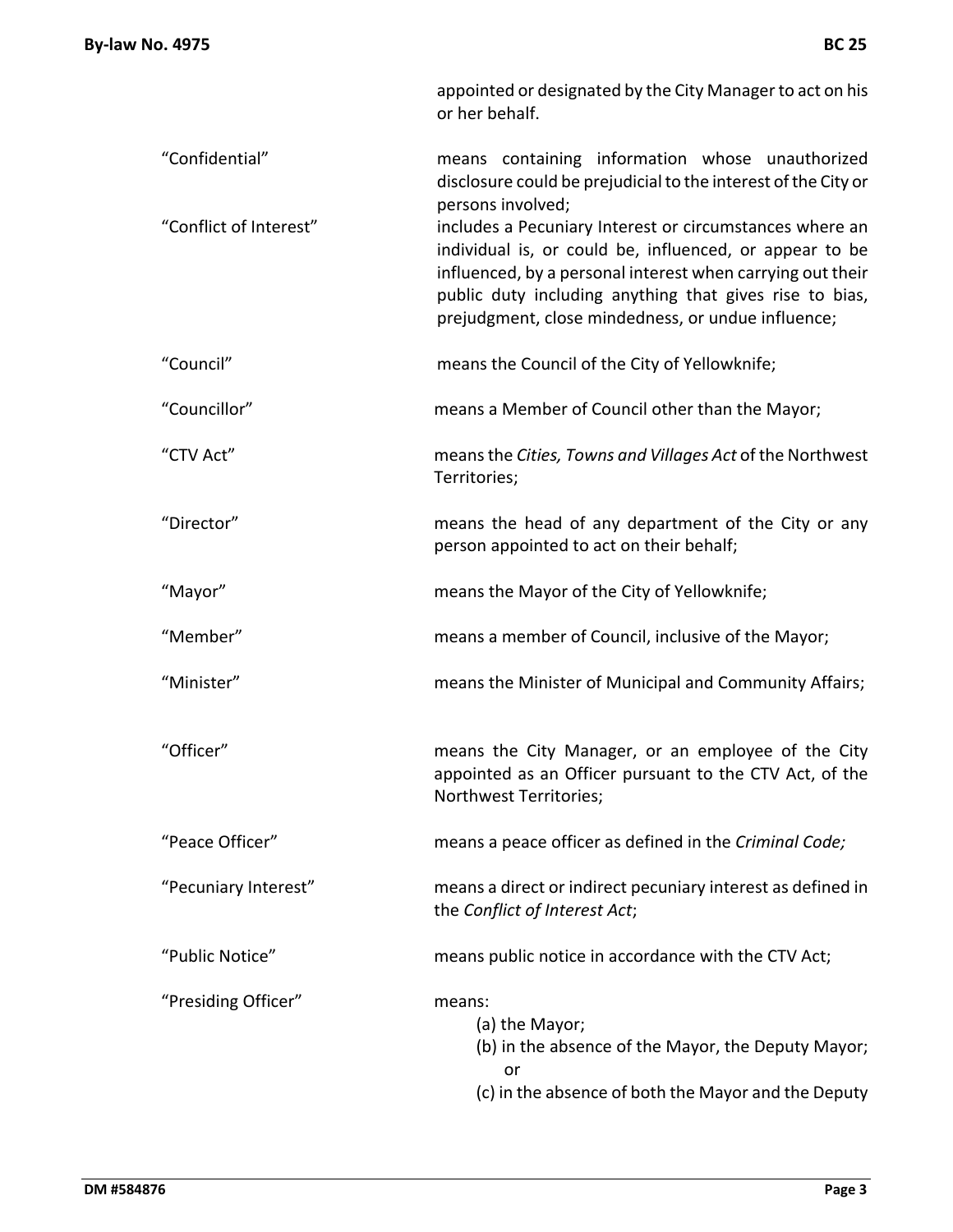appointed or designated by the City Manager to act on his or her behalf.

“Confidential” means containing information whose unauthorized disclosure could be prejudicial to the interest of the City or persons involved;

“Conflict of Interest” includes a Pecuniary Interest or circumstances where an individual is, or could be, influenced, or appear to be influenced, by a personal interest when carrying out their public duty including anything that gives rise to bias, prejudgment, close mindedness, or undue influence;

“Council” means the Council of the City of Yellowknife;

“Councillor” means a Member of Council other than the Mayor;

“CTV Act” means the *Cities, Towns and Villages Act* of the Northwest Territories;

“Director” means the head of any department of the City or any person appointed to act on their behalf;

“Mayor” means the Mayor of the City of Yellowknife;

“Member” means a member of Council, inclusive of the Mayor;

“Minister” means the Minister of Municipal and Community Affairs;

“Officer” means the City Manager, or an employee of the City appointed as an Officer pursuant to the CTV Act, of the Northwest Territories;

“Peace Officer” means a peace officer as defined in the *Criminal Code;*

“Pecuniary Interest” means a direct or indirect pecuniary interest as defined in the *Conflict of Interest Act*;

“Public Notice” means public notice in accordance with the CTV Act;

“Presiding Officer” means:

(a) the Mayor;

(b) in the absence of the Mayor, the Deputy Mayor; or

(c) in the absence of both the Mayor and the Deputy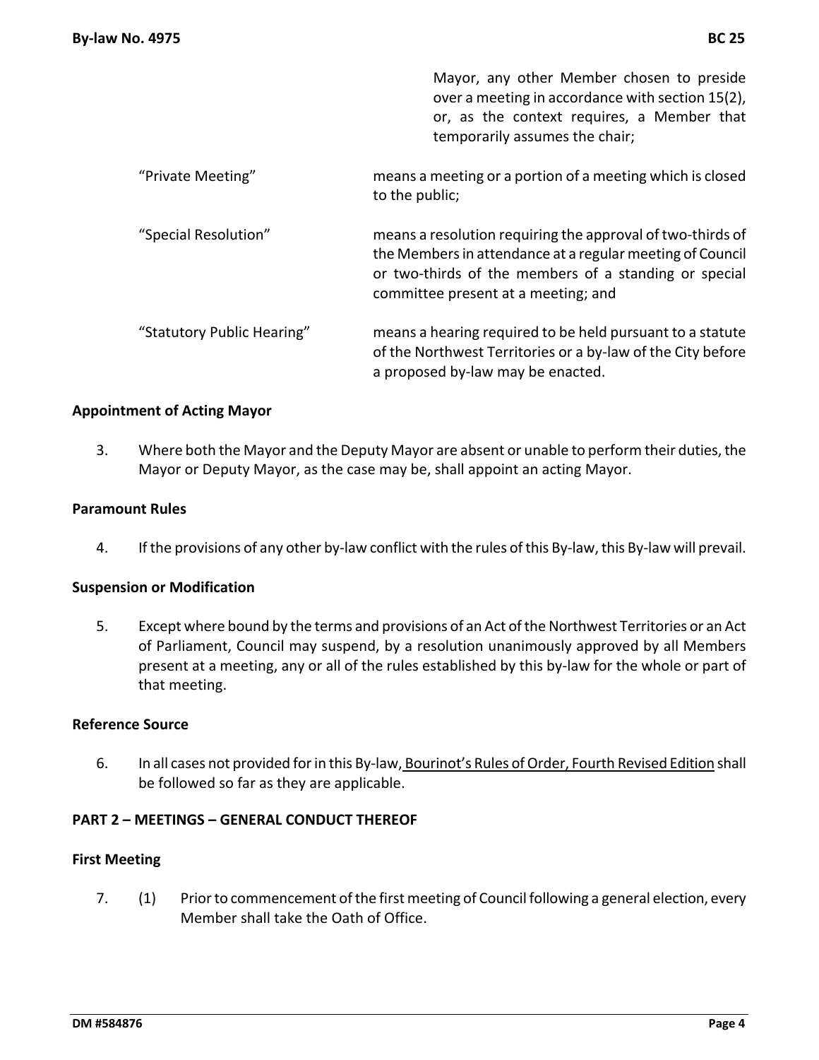Mayor, any other Member chosen to preside over a meeting in accordance with section 15(2), or, as the context requires, a Member that temporarily assumes the chair;

| | |
|---|---|
| "Private Meeting" | means a meeting or a portion of a meeting which is closed to the public; |
| "Special Resolution" | means a resolution requiring the approval of two-thirds of the Members in attendance at a regular meeting of Council or two-thirds of the members of a standing or special committee present at a meeting; and |
| "Statutory Public Hearing" | means a hearing required to be held pursuant to a statute of the Northwest Territories or a by-law of the City before a proposed by-law may be enacted. |

**Appointment of Acting Mayor**

3. Where both the Mayor and the Deputy Mayor are absent or unable to perform their duties, the Mayor or Deputy Mayor, as the case may be, shall appoint an acting Mayor.

**Paramount Rules**

4. If the provisions of any other by-law conflict with the rules of this By-law, this By-law will prevail.

**Suspension or Modification**

5. Except where bound by the terms and provisions of an Act of the Northwest Territories or an Act of Parliament, Council may suspend, by a resolution unanimously approved by all Members present at a meeting, any or all of the rules established by this by-law for the whole or part of that meeting.

**Reference Source**

6. In all cases not provided for in this By-law, Bourinot's Rules of Order, Fourth Revised Edition shall be followed so far as they are applicable.

**PART 2 – MEETINGS – GENERAL CONDUCT THEREOF**

**First Meeting**

7. (1) Prior to commencement of the first meeting of Council following a general election, every Member shall take the Oath of Office.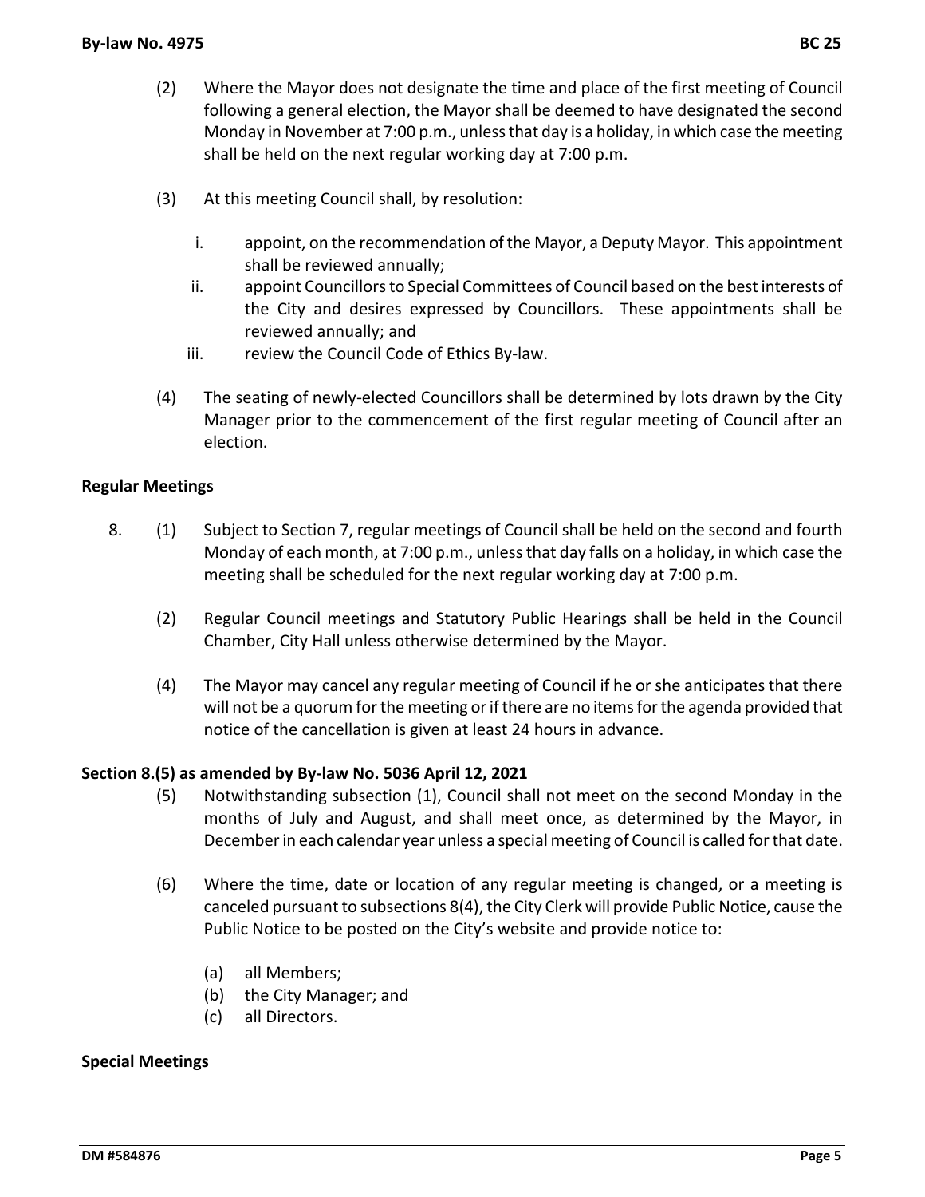(2) Where the Mayor does not designate the time and place of the first meeting of Council following a general election, the Mayor shall be deemed to have designated the second Monday in November at 7:00 p.m., unless that day is a holiday, in which case the meeting shall be held on the next regular working day at 7:00 p.m.

(3) At this meeting Council shall, by resolution:

i. appoint, on the recommendation of the Mayor, a Deputy Mayor. This appointment shall be reviewed annually;

ii. appoint Councillors to Special Committees of Council based on the best interests of the City and desires expressed by Councillors. These appointments shall be reviewed annually; and

iii. review the Council Code of Ethics By-law.

(4) The seating of newly-elected Councillors shall be determined by lots drawn by the City Manager prior to the commencement of the first regular meeting of Council after an election.

**Regular Meetings**

8. (1) Subject to Section 7, regular meetings of Council shall be held on the second and fourth Monday of each month, at 7:00 p.m., unless that day falls on a holiday, in which case the meeting shall be scheduled for the next regular working day at 7:00 p.m.

(2) Regular Council meetings and Statutory Public Hearings shall be held in the Council Chamber, City Hall unless otherwise determined by the Mayor.

(4) The Mayor may cancel any regular meeting of Council if he or she anticipates that there will not be a quorum for the meeting or if there are no items for the agenda provided that notice of the cancellation is given at least 24 hours in advance.

**Section 8.(5) as amended by By-law No. 5036 April 12, 2021**

(5) Notwithstanding subsection (1), Council shall not meet on the second Monday in the months of July and August, and shall meet once, as determined by the Mayor, in December in each calendar year unless a special meeting of Council is called for that date.

(6) Where the time, date or location of any regular meeting is changed, or a meeting is canceled pursuant to subsections 8(4), the City Clerk will provide Public Notice, cause the Public Notice to be posted on the City's website and provide notice to:

(a) all Members;
(b) the City Manager; and
(c) all Directors.

**Special Meetings**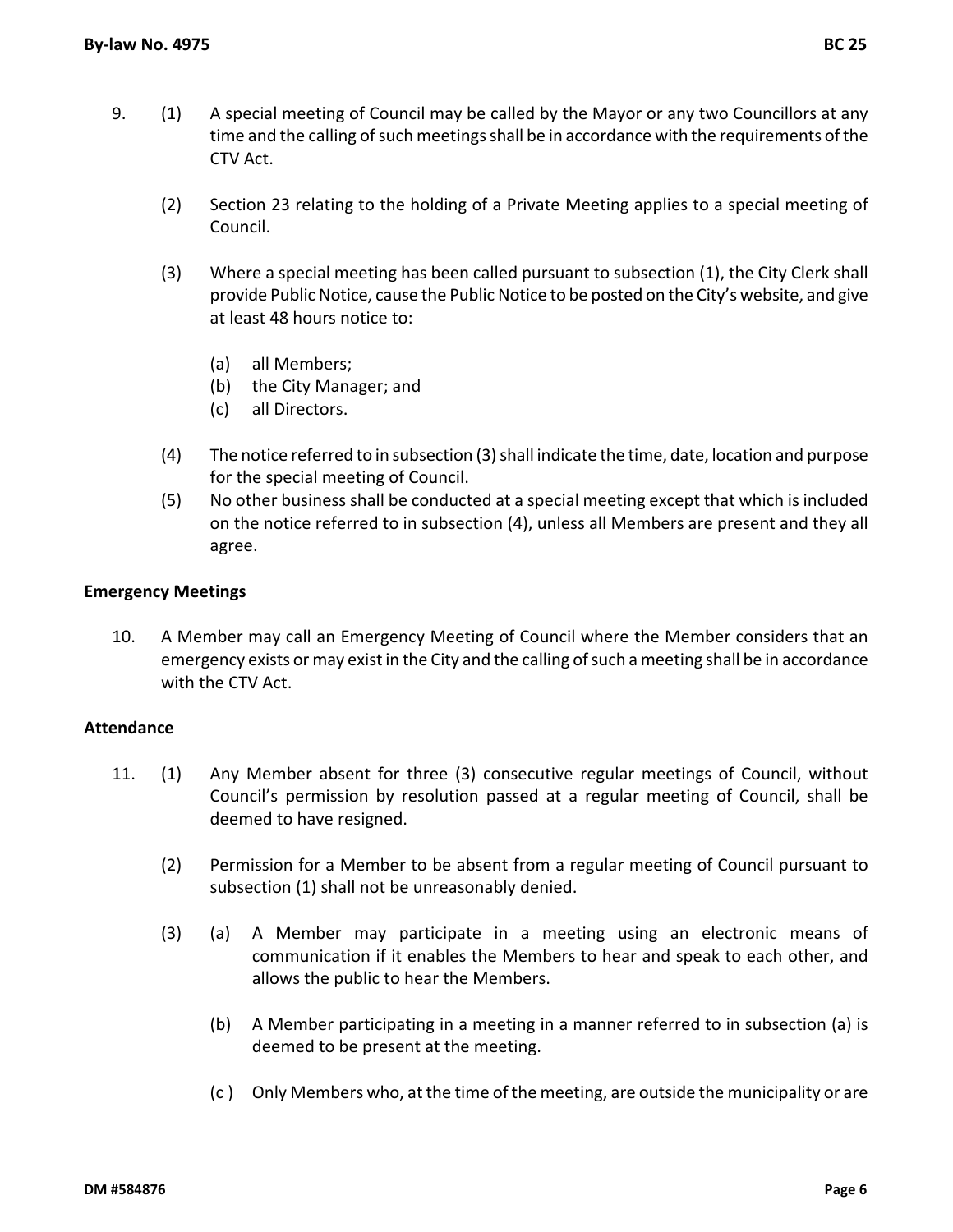9. (1) A special meeting of Council may be called by the Mayor or any two Councillors at any time and the calling of such meetings shall be in accordance with the requirements of the CTV Act.

   (2) Section 23 relating to the holding of a Private Meeting applies to a special meeting of Council.

   (3) Where a special meeting has been called pursuant to subsection (1), the City Clerk shall provide Public Notice, cause the Public Notice to be posted on the City's website, and give at least 48 hours notice to:

      (a) all Members;
      (b) the City Manager; and
      (c) all Directors.

   (4) The notice referred to in subsection (3) shall indicate the time, date, location and purpose for the special meeting of Council.

   (5) No other business shall be conducted at a special meeting except that which is included on the notice referred to in subsection (4), unless all Members are present and they all agree.

**Emergency Meetings**

10. A Member may call an Emergency Meeting of Council where the Member considers that an emergency exists or may exist in the City and the calling of such a meeting shall be in accordance with the CTV Act.

**Attendance**

11. (1) Any Member absent for three (3) consecutive regular meetings of Council, without Council's permission by resolution passed at a regular meeting of Council, shall be deemed to have resigned.

   (2) Permission for a Member to be absent from a regular meeting of Council pursuant to subsection (1) shall not be unreasonably denied.

   (3) (a) A Member may participate in a meeting using an electronic means of communication if it enables the Members to hear and speak to each other, and allows the public to hear the Members.

      (b) A Member participating in a meeting in a manner referred to in subsection (a) is deemed to be present at the meeting.

      (c ) Only Members who, at the time of the meeting, are outside the municipality or are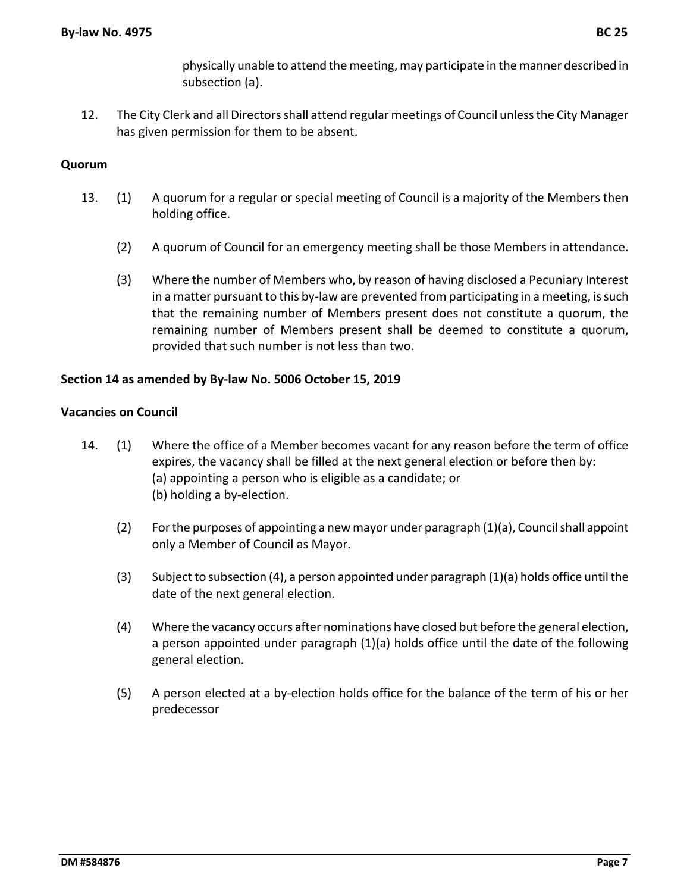physically unable to attend the meeting, may participate in the manner described in subsection (a).

12. The City Clerk and all Directors shall attend regular meetings of Council unless the City Manager has given permission for them to be absent.

**Quorum**

13. (1) A quorum for a regular or special meeting of Council is a majority of the Members then holding office.

    (2) A quorum of Council for an emergency meeting shall be those Members in attendance.

    (3) Where the number of Members who, by reason of having disclosed a Pecuniary Interest in a matter pursuant to this by-law are prevented from participating in a meeting, is such that the remaining number of Members present does not constitute a quorum, the remaining number of Members present shall be deemed to constitute a quorum, provided that such number is not less than two.

**Section 14 as amended by By-law No. 5006 October 15, 2019**

**Vacancies on Council**

14. (1) Where the office of a Member becomes vacant for any reason before the term of office expires, the vacancy shall be filled at the next general election or before then by:
    (a) appointing a person who is eligible as a candidate; or
    (b) holding a by-election.

    (2) For the purposes of appointing a new mayor under paragraph (1)(a), Council shall appoint only a Member of Council as Mayor.

    (3) Subject to subsection (4), a person appointed under paragraph (1)(a) holds office until the date of the next general election.

    (4) Where the vacancy occurs after nominations have closed but before the general election, a person appointed under paragraph (1)(a) holds office until the date of the following general election.

    (5) A person elected at a by-election holds office for the balance of the term of his or her predecessor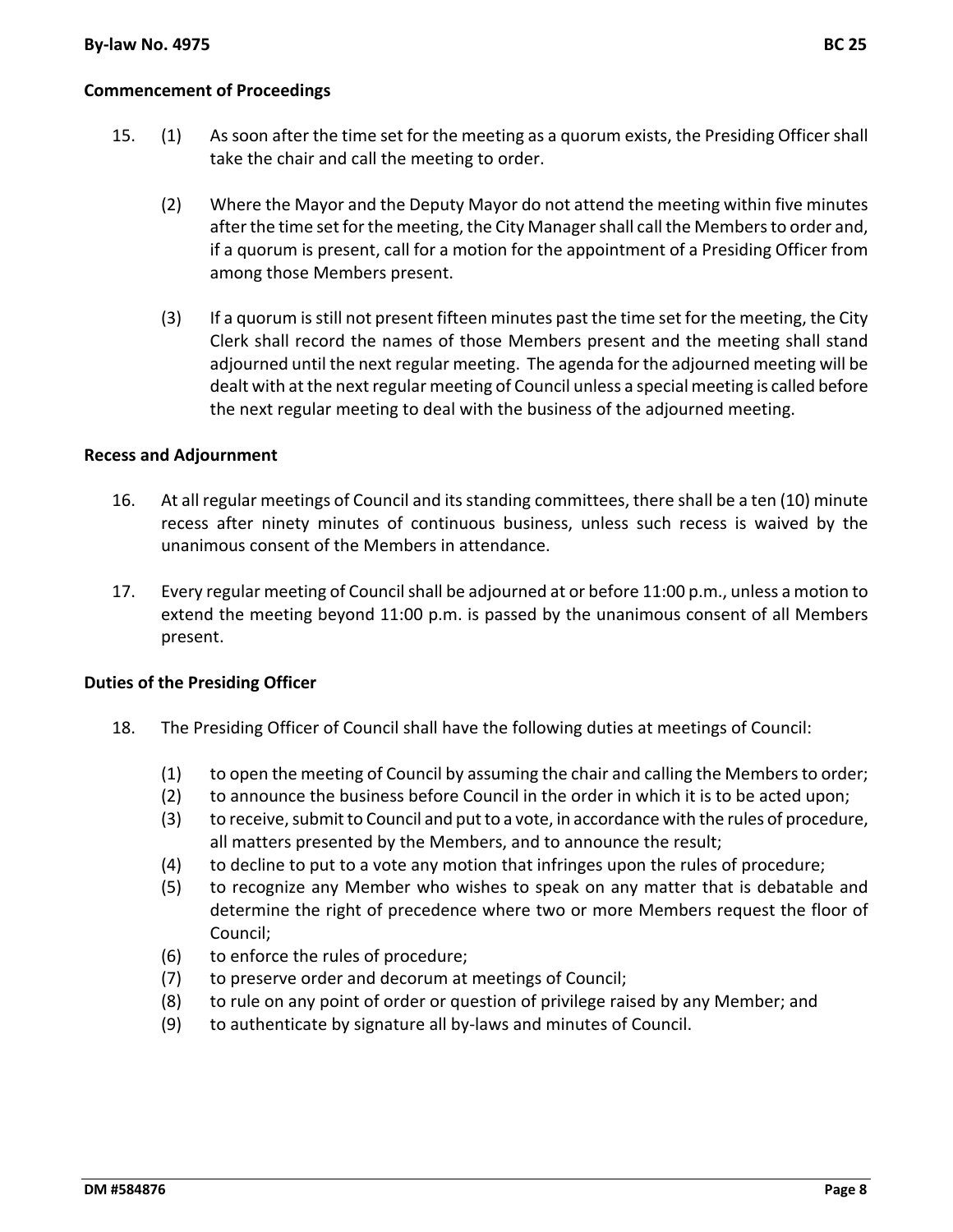**Commencement of Proceedings**

15. (1) As soon after the time set for the meeting as a quorum exists, the Presiding Officer shall take the chair and call the meeting to order.

    (2) Where the Mayor and the Deputy Mayor do not attend the meeting within five minutes after the time set for the meeting, the City Manager shall call the Members to order and, if a quorum is present, call for a motion for the appointment of a Presiding Officer from among those Members present.

    (3) If a quorum is still not present fifteen minutes past the time set for the meeting, the City Clerk shall record the names of those Members present and the meeting shall stand adjourned until the next regular meeting. The agenda for the adjourned meeting will be dealt with at the next regular meeting of Council unless a special meeting is called before the next regular meeting to deal with the business of the adjourned meeting.

**Recess and Adjournment**

16. At all regular meetings of Council and its standing committees, there shall be a ten (10) minute recess after ninety minutes of continuous business, unless such recess is waived by the unanimous consent of the Members in attendance.

17. Every regular meeting of Council shall be adjourned at or before 11:00 p.m., unless a motion to extend the meeting beyond 11:00 p.m. is passed by the unanimous consent of all Members present.

**Duties of the Presiding Officer**

18. The Presiding Officer of Council shall have the following duties at meetings of Council:

    (1) to open the meeting of Council by assuming the chair and calling the Members to order;
    (2) to announce the business before Council in the order in which it is to be acted upon;
    (3) to receive, submit to Council and put to a vote, in accordance with the rules of procedure, all matters presented by the Members, and to announce the result;
    (4) to decline to put to a vote any motion that infringes upon the rules of procedure;
    (5) to recognize any Member who wishes to speak on any matter that is debatable and determine the right of precedence where two or more Members request the floor of Council;
    (6) to enforce the rules of procedure;
    (7) to preserve order and decorum at meetings of Council;
    (8) to rule on any point of order or question of privilege raised by any Member; and
    (9) to authenticate by signature all by-laws and minutes of Council.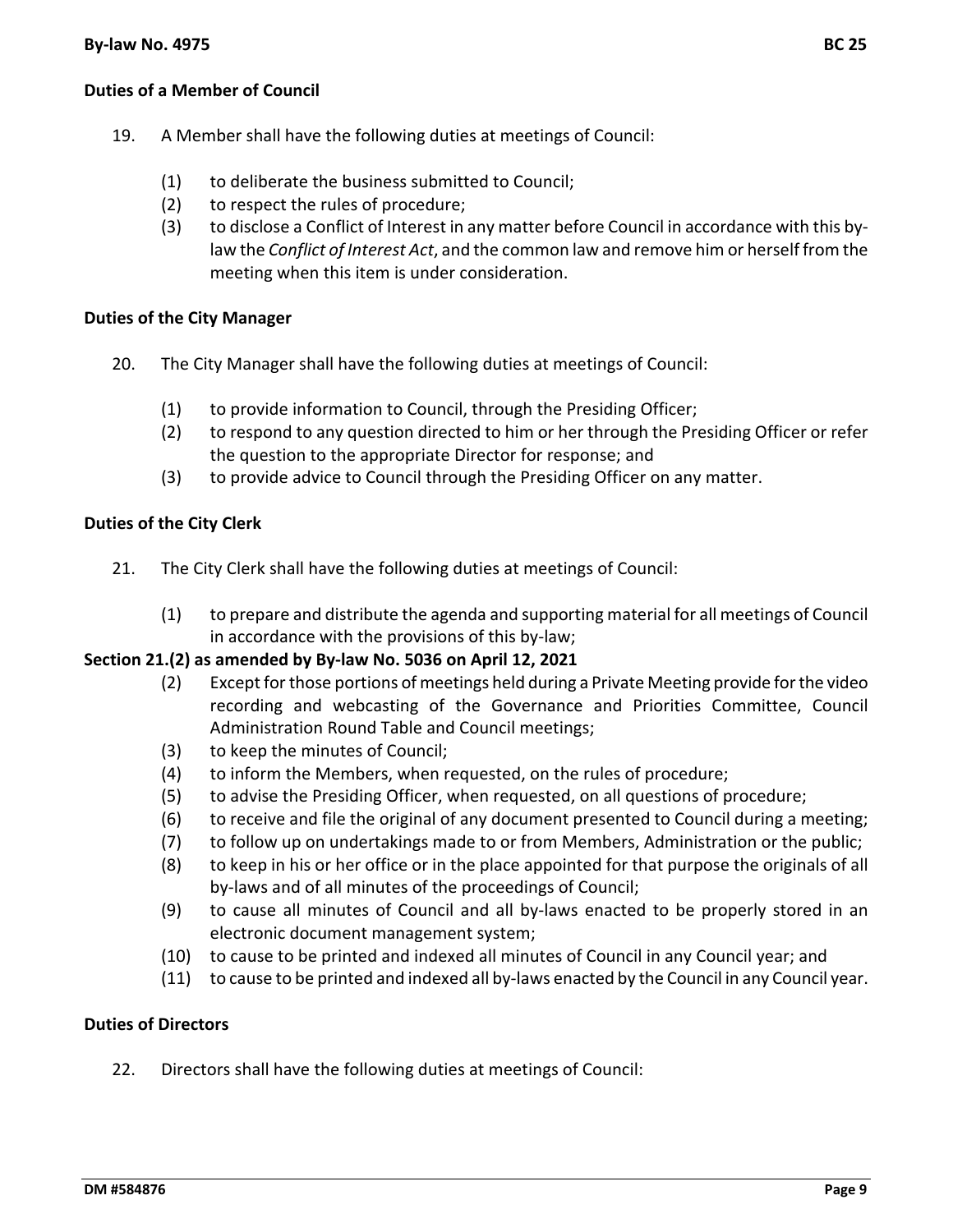### Duties of a Member of Council

19. A Member shall have the following duties at meetings of Council:

    (1) to deliberate the business submitted to Council;
    (2) to respect the rules of procedure;
    (3) to disclose a Conflict of Interest in any matter before Council in accordance with this by-law the *Conflict of Interest Act*, and the common law and remove him or herself from the meeting when this item is under consideration.

### Duties of the City Manager

20. The City Manager shall have the following duties at meetings of Council:

    (1) to provide information to Council, through the Presiding Officer;
    (2) to respond to any question directed to him or her through the Presiding Officer or refer the question to the appropriate Director for response; and
    (3) to provide advice to Council through the Presiding Officer on any matter.

### Duties of the City Clerk

21. The City Clerk shall have the following duties at meetings of Council:

    (1) to prepare and distribute the agenda and supporting material for all meetings of Council in accordance with the provisions of this by-law;

**Section 21.(2) as amended by By-law No. 5036 on April 12, 2021**

    (2) Except for those portions of meetings held during a Private Meeting provide for the video recording and webcasting of the Governance and Priorities Committee, Council Administration Round Table and Council meetings;
    (3) to keep the minutes of Council;
    (4) to inform the Members, when requested, on the rules of procedure;
    (5) to advise the Presiding Officer, when requested, on all questions of procedure;
    (6) to receive and file the original of any document presented to Council during a meeting;
    (7) to follow up on undertakings made to or from Members, Administration or the public;
    (8) to keep in his or her office or in the place appointed for that purpose the originals of all by-laws and of all minutes of the proceedings of Council;
    (9) to cause all minutes of Council and all by-laws enacted to be properly stored in an electronic document management system;
    (10) to cause to be printed and indexed all minutes of Council in any Council year; and
    (11) to cause to be printed and indexed all by-laws enacted by the Council in any Council year.

### Duties of Directors

22. Directors shall have the following duties at meetings of Council: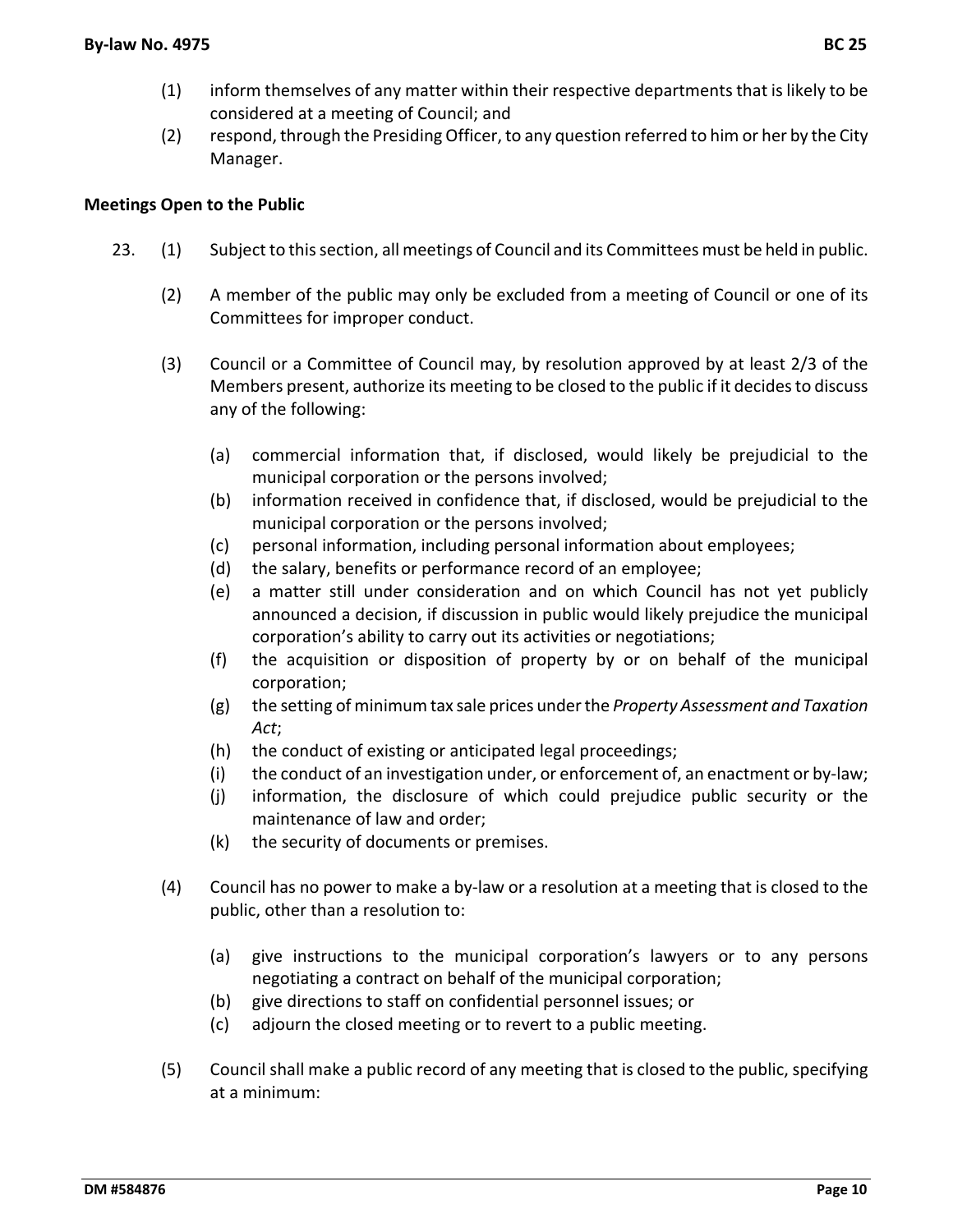(1) inform themselves of any matter within their respective departments that is likely to be considered at a meeting of Council; and

(2) respond, through the Presiding Officer, to any question referred to him or her by the City Manager.

**Meetings Open to the Public**

23. (1) Subject to this section, all meetings of Council and its Committees must be held in public.

(2) A member of the public may only be excluded from a meeting of Council or one of its Committees for improper conduct.

(3) Council or a Committee of Council may, by resolution approved by at least 2/3 of the Members present, authorize its meeting to be closed to the public if it decides to discuss any of the following:

(a) commercial information that, if disclosed, would likely be prejudicial to the municipal corporation or the persons involved;
(b) information received in confidence that, if disclosed, would be prejudicial to the municipal corporation or the persons involved;
(c) personal information, including personal information about employees;
(d) the salary, benefits or performance record of an employee;
(e) a matter still under consideration and on which Council has not yet publicly announced a decision, if discussion in public would likely prejudice the municipal corporation's ability to carry out its activities or negotiations;
(f) the acquisition or disposition of property by or on behalf of the municipal corporation;
(g) the setting of minimum tax sale prices under the *Property Assessment and Taxation Act*;
(h) the conduct of existing or anticipated legal proceedings;
(i) the conduct of an investigation under, or enforcement of, an enactment or by-law;
(j) information, the disclosure of which could prejudice public security or the maintenance of law and order;
(k) the security of documents or premises.

(4) Council has no power to make a by-law or a resolution at a meeting that is closed to the public, other than a resolution to:

(a) give instructions to the municipal corporation's lawyers or to any persons negotiating a contract on behalf of the municipal corporation;
(b) give directions to staff on confidential personnel issues; or
(c) adjourn the closed meeting or to revert to a public meeting.

(5) Council shall make a public record of any meeting that is closed to the public, specifying at a minimum: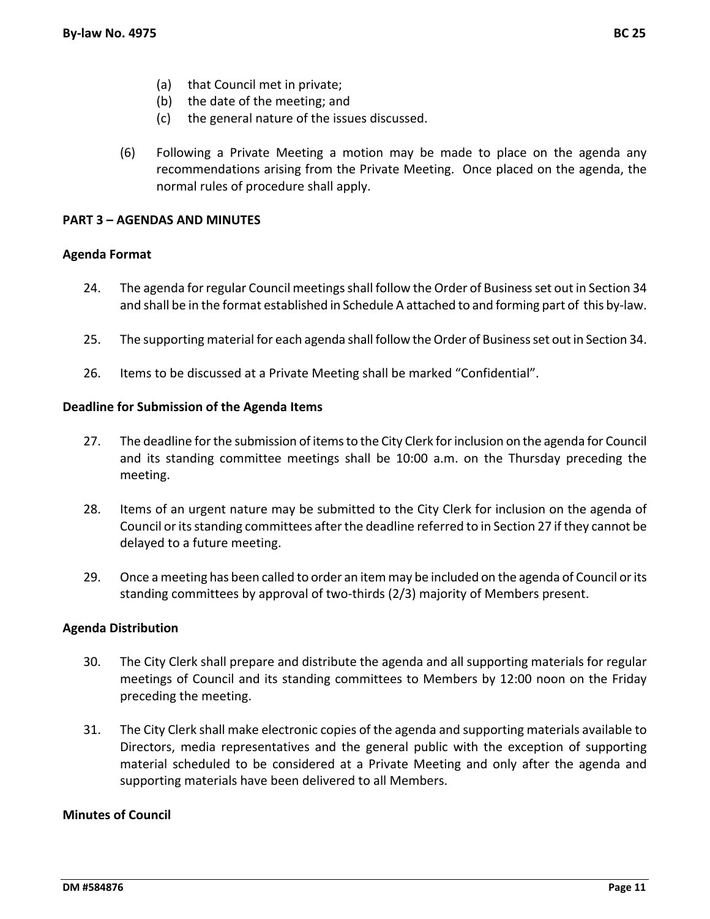(a) that Council met in private;
(b) the date of the meeting; and
(c) the general nature of the issues discussed.

(6) Following a Private Meeting a motion may be made to place on the agenda any recommendations arising from the Private Meeting. Once placed on the agenda, the normal rules of procedure shall apply.

## PART 3 – AGENDAS AND MINUTES

### Agenda Format

24. The agenda for regular Council meetings shall follow the Order of Business set out in Section 34 and shall be in the format established in Schedule A attached to and forming part of this by-law.

25. The supporting material for each agenda shall follow the Order of Business set out in Section 34.

26. Items to be discussed at a Private Meeting shall be marked "Confidential".

### Deadline for Submission of the Agenda Items

27. The deadline for the submission of items to the City Clerk for inclusion on the agenda for Council and its standing committee meetings shall be 10:00 a.m. on the Thursday preceding the meeting.

28. Items of an urgent nature may be submitted to the City Clerk for inclusion on the agenda of Council or its standing committees after the deadline referred to in Section 27 if they cannot be delayed to a future meeting.

29. Once a meeting has been called to order an item may be included on the agenda of Council or its standing committees by approval of two-thirds (2/3) majority of Members present.

### Agenda Distribution

30. The City Clerk shall prepare and distribute the agenda and all supporting materials for regular meetings of Council and its standing committees to Members by 12:00 noon on the Friday preceding the meeting.

31. The City Clerk shall make electronic copies of the agenda and supporting materials available to Directors, media representatives and the general public with the exception of supporting material scheduled to be considered at a Private Meeting and only after the agenda and supporting materials have been delivered to all Members.

### Minutes of Council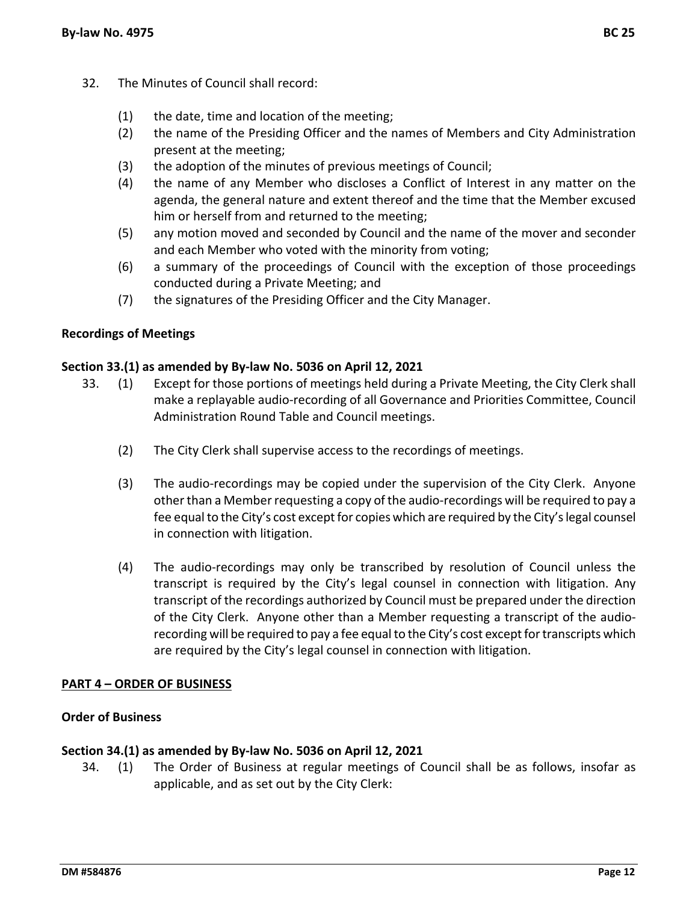32. The Minutes of Council shall record:

    (1) the date, time and location of the meeting;
    (2) the name of the Presiding Officer and the names of Members and City Administration present at the meeting;
    (3) the adoption of the minutes of previous meetings of Council;
    (4) the name of any Member who discloses a Conflict of Interest in any matter on the agenda, the general nature and extent thereof and the time that the Member excused him or herself from and returned to the meeting;
    (5) any motion moved and seconded by Council and the name of the mover and seconder and each Member who voted with the minority from voting;
    (6) a summary of the proceedings of Council with the exception of those proceedings conducted during a Private Meeting; and
    (7) the signatures of the Presiding Officer and the City Manager.

**Recordings of Meetings**

**Section 33.(1) as amended by By-law No. 5036 on April 12, 2021**

33. (1) Except for those portions of meetings held during a Private Meeting, the City Clerk shall make a replayable audio-recording of all Governance and Priorities Committee, Council Administration Round Table and Council meetings.

    (2) The City Clerk shall supervise access to the recordings of meetings.

    (3) The audio-recordings may be copied under the supervision of the City Clerk. Anyone other than a Member requesting a copy of the audio-recordings will be required to pay a fee equal to the City's cost except for copies which are required by the City's legal counsel in connection with litigation.

    (4) The audio-recordings may only be transcribed by resolution of Council unless the transcript is required by the City's legal counsel in connection with litigation. Any transcript of the recordings authorized by Council must be prepared under the direction of the City Clerk. Anyone other than a Member requesting a transcript of the audio-recording will be required to pay a fee equal to the City's cost except for transcripts which are required by the City's legal counsel in connection with litigation.

**PART 4 – ORDER OF BUSINESS**

**Order of Business**

**Section 34.(1) as amended by By-law No. 5036 on April 12, 2021**

34. (1) The Order of Business at regular meetings of Council shall be as follows, insofar as applicable, and as set out by the City Clerk: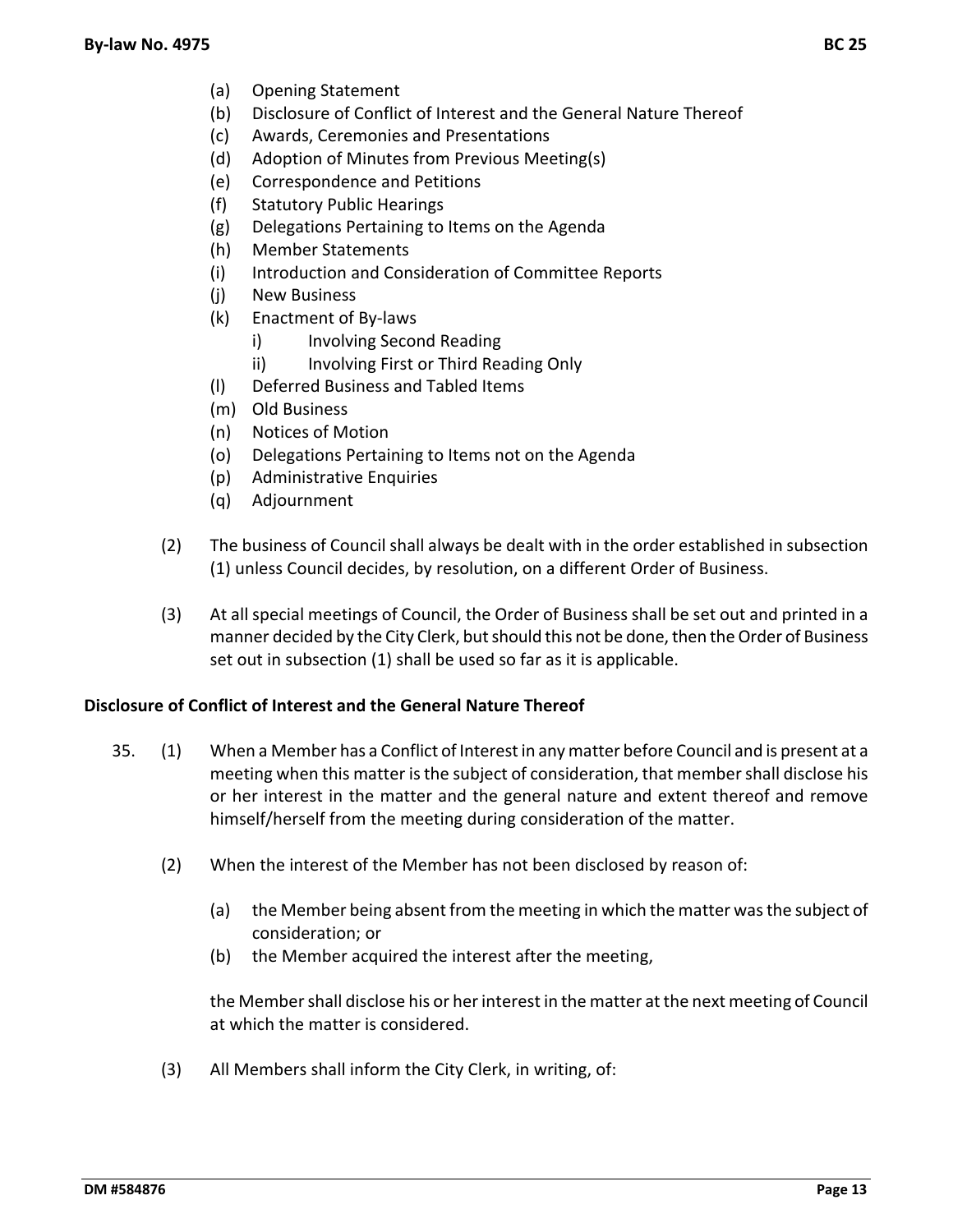(a) Opening Statement
(b) Disclosure of Conflict of Interest and the General Nature Thereof
(c) Awards, Ceremonies and Presentations
(d) Adoption of Minutes from Previous Meeting(s)
(e) Correspondence and Petitions
(f) Statutory Public Hearings
(g) Delegations Pertaining to Items on the Agenda
(h) Member Statements
(i) Introduction and Consideration of Committee Reports
(j) New Business
(k) Enactment of By-laws
    i) Involving Second Reading
    ii) Involving First or Third Reading Only
(l) Deferred Business and Tabled Items
(m) Old Business
(n) Notices of Motion
(o) Delegations Pertaining to Items not on the Agenda
(p) Administrative Enquiries
(q) Adjournment

(2) The business of Council shall always be dealt with in the order established in subsection (1) unless Council decides, by resolution, on a different Order of Business.

(3) At all special meetings of Council, the Order of Business shall be set out and printed in a manner decided by the City Clerk, but should this not be done, then the Order of Business set out in subsection (1) shall be used so far as it is applicable.

**Disclosure of Conflict of Interest and the General Nature Thereof**

35. (1) When a Member has a Conflict of Interest in any matter before Council and is present at a meeting when this matter is the subject of consideration, that member shall disclose his or her interest in the matter and the general nature and extent thereof and remove himself/herself from the meeting during consideration of the matter.

(2) When the interest of the Member has not been disclosed by reason of:

(a) the Member being absent from the meeting in which the matter was the subject of consideration; or
(b) the Member acquired the interest after the meeting,

the Member shall disclose his or her interest in the matter at the next meeting of Council at which the matter is considered.

(3) All Members shall inform the City Clerk, in writing, of: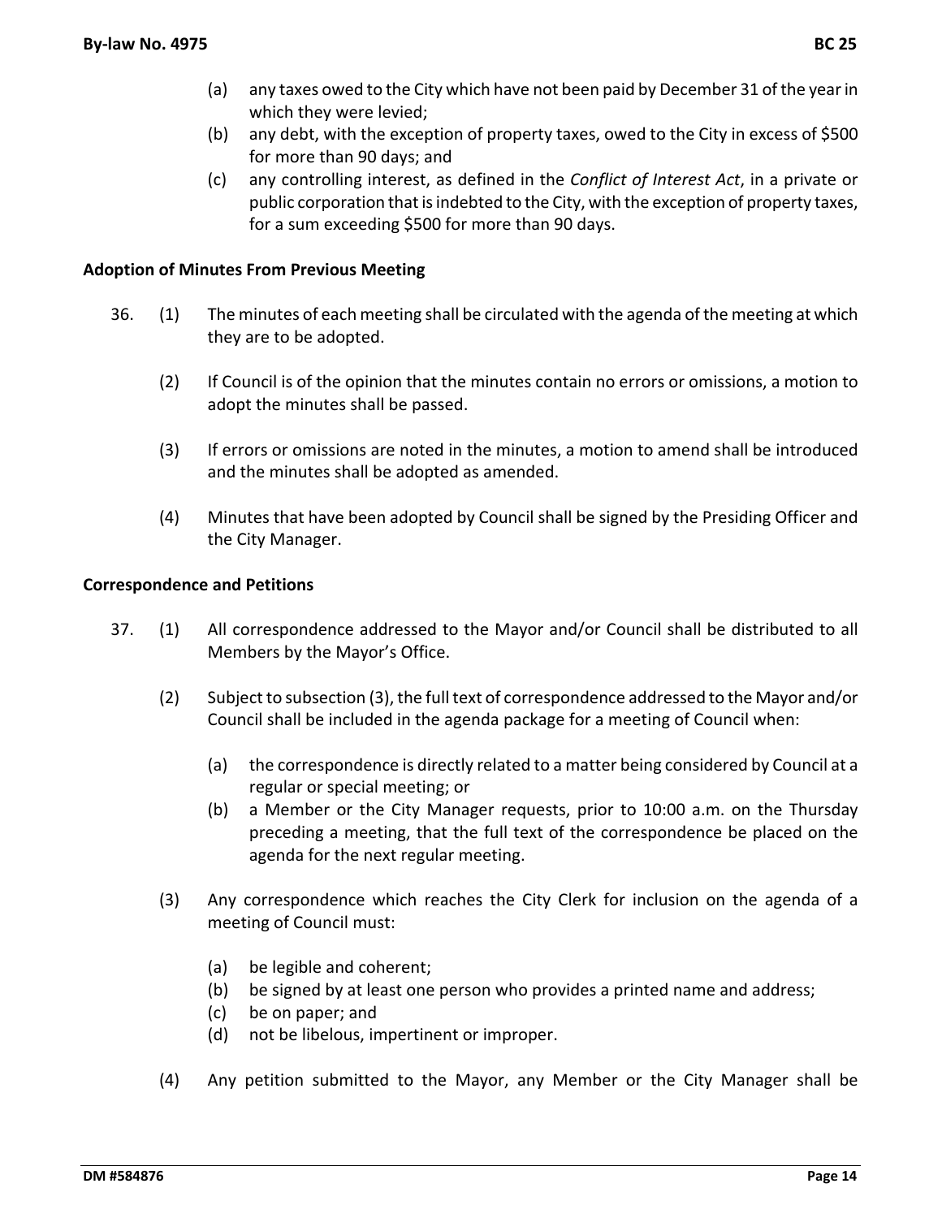(a) any taxes owed to the City which have not been paid by December 31 of the year in which they were levied;
(b) any debt, with the exception of property taxes, owed to the City in excess of $500 for more than 90 days; and
(c) any controlling interest, as defined in the *Conflict of Interest Act*, in a private or public corporation that is indebted to the City, with the exception of property taxes, for a sum exceeding $500 for more than 90 days.

**Adoption of Minutes From Previous Meeting**

36. (1) The minutes of each meeting shall be circulated with the agenda of the meeting at which they are to be adopted.

(2) If Council is of the opinion that the minutes contain no errors or omissions, a motion to adopt the minutes shall be passed.

(3) If errors or omissions are noted in the minutes, a motion to amend shall be introduced and the minutes shall be adopted as amended.

(4) Minutes that have been adopted by Council shall be signed by the Presiding Officer and the City Manager.

**Correspondence and Petitions**

37. (1) All correspondence addressed to the Mayor and/or Council shall be distributed to all Members by the Mayor's Office.

(2) Subject to subsection (3), the full text of correspondence addressed to the Mayor and/or Council shall be included in the agenda package for a meeting of Council when:

(a) the correspondence is directly related to a matter being considered by Council at a regular or special meeting; or
(b) a Member or the City Manager requests, prior to 10:00 a.m. on the Thursday preceding a meeting, that the full text of the correspondence be placed on the agenda for the next regular meeting.

(3) Any correspondence which reaches the City Clerk for inclusion on the agenda of a meeting of Council must:

(a) be legible and coherent;
(b) be signed by at least one person who provides a printed name and address;
(c) be on paper; and
(d) not be libelous, impertinent or improper.

(4) Any petition submitted to the Mayor, any Member or the City Manager shall be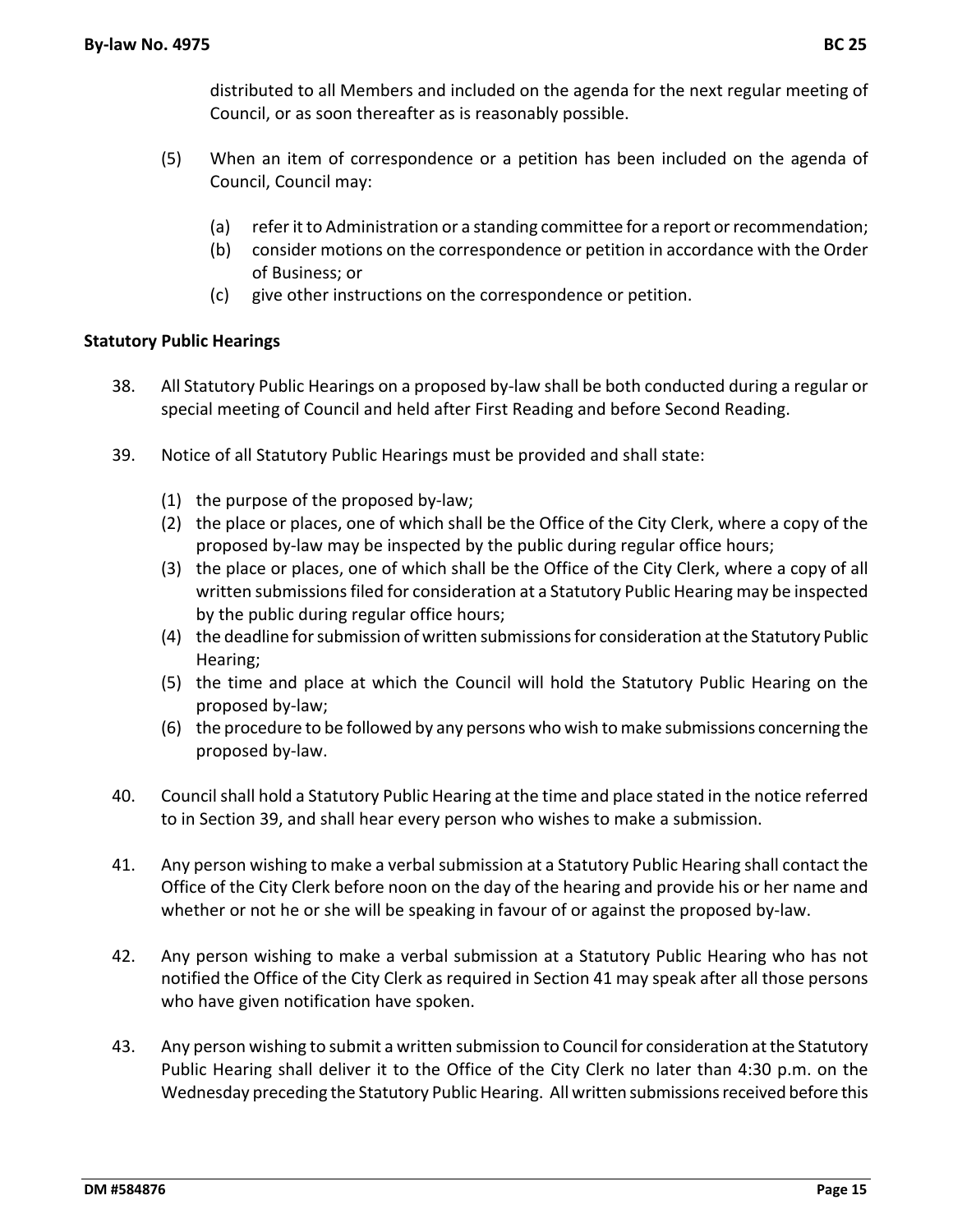distributed to all Members and included on the agenda for the next regular meeting of Council, or as soon thereafter as is reasonably possible.

(5) When an item of correspondence or a petition has been included on the agenda of Council, Council may:

(a) refer it to Administration or a standing committee for a report or recommendation;
(b) consider motions on the correspondence or petition in accordance with the Order of Business; or
(c) give other instructions on the correspondence or petition.

**Statutory Public Hearings**

38. All Statutory Public Hearings on a proposed by-law shall be both conducted during a regular or special meeting of Council and held after First Reading and before Second Reading.

39. Notice of all Statutory Public Hearings must be provided and shall state:

(1) the purpose of the proposed by-law;
(2) the place or places, one of which shall be the Office of the City Clerk, where a copy of the proposed by-law may be inspected by the public during regular office hours;
(3) the place or places, one of which shall be the Office of the City Clerk, where a copy of all written submissions filed for consideration at a Statutory Public Hearing may be inspected by the public during regular office hours;
(4) the deadline for submission of written submissions for consideration at the Statutory Public Hearing;
(5) the time and place at which the Council will hold the Statutory Public Hearing on the proposed by-law;
(6) the procedure to be followed by any persons who wish to make submissions concerning the proposed by-law.

40. Council shall hold a Statutory Public Hearing at the time and place stated in the notice referred to in Section 39, and shall hear every person who wishes to make a submission.

41. Any person wishing to make a verbal submission at a Statutory Public Hearing shall contact the Office of the City Clerk before noon on the day of the hearing and provide his or her name and whether or not he or she will be speaking in favour of or against the proposed by-law.

42. Any person wishing to make a verbal submission at a Statutory Public Hearing who has not notified the Office of the City Clerk as required in Section 41 may speak after all those persons who have given notification have spoken.

43. Any person wishing to submit a written submission to Council for consideration at the Statutory Public Hearing shall deliver it to the Office of the City Clerk no later than 4:30 p.m. on the Wednesday preceding the Statutory Public Hearing. All written submissions received before this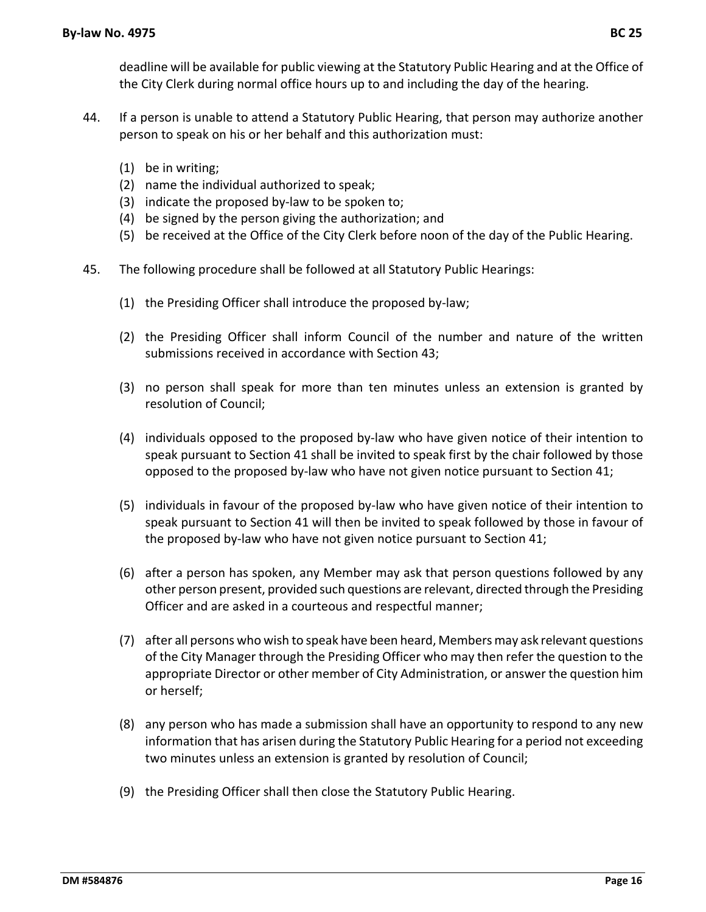deadline will be available for public viewing at the Statutory Public Hearing and at the Office of the City Clerk during normal office hours up to and including the day of the hearing.

44. If a person is unable to attend a Statutory Public Hearing, that person may authorize another person to speak on his or her behalf and this authorization must:

    (1) be in writing;
    (2) name the individual authorized to speak;
    (3) indicate the proposed by-law to be spoken to;
    (4) be signed by the person giving the authorization; and
    (5) be received at the Office of the City Clerk before noon of the day of the Public Hearing.

45. The following procedure shall be followed at all Statutory Public Hearings:

    (1) the Presiding Officer shall introduce the proposed by-law;

    (2) the Presiding Officer shall inform Council of the number and nature of the written submissions received in accordance with Section 43;

    (3) no person shall speak for more than ten minutes unless an extension is granted by resolution of Council;

    (4) individuals opposed to the proposed by-law who have given notice of their intention to speak pursuant to Section 41 shall be invited to speak first by the chair followed by those opposed to the proposed by-law who have not given notice pursuant to Section 41;

    (5) individuals in favour of the proposed by-law who have given notice of their intention to speak pursuant to Section 41 will then be invited to speak followed by those in favour of the proposed by-law who have not given notice pursuant to Section 41;

    (6) after a person has spoken, any Member may ask that person questions followed by any other person present, provided such questions are relevant, directed through the Presiding Officer and are asked in a courteous and respectful manner;

    (7) after all persons who wish to speak have been heard, Members may ask relevant questions of the City Manager through the Presiding Officer who may then refer the question to the appropriate Director or other member of City Administration, or answer the question him or herself;

    (8) any person who has made a submission shall have an opportunity to respond to any new information that has arisen during the Statutory Public Hearing for a period not exceeding two minutes unless an extension is granted by resolution of Council;

    (9) the Presiding Officer shall then close the Statutory Public Hearing.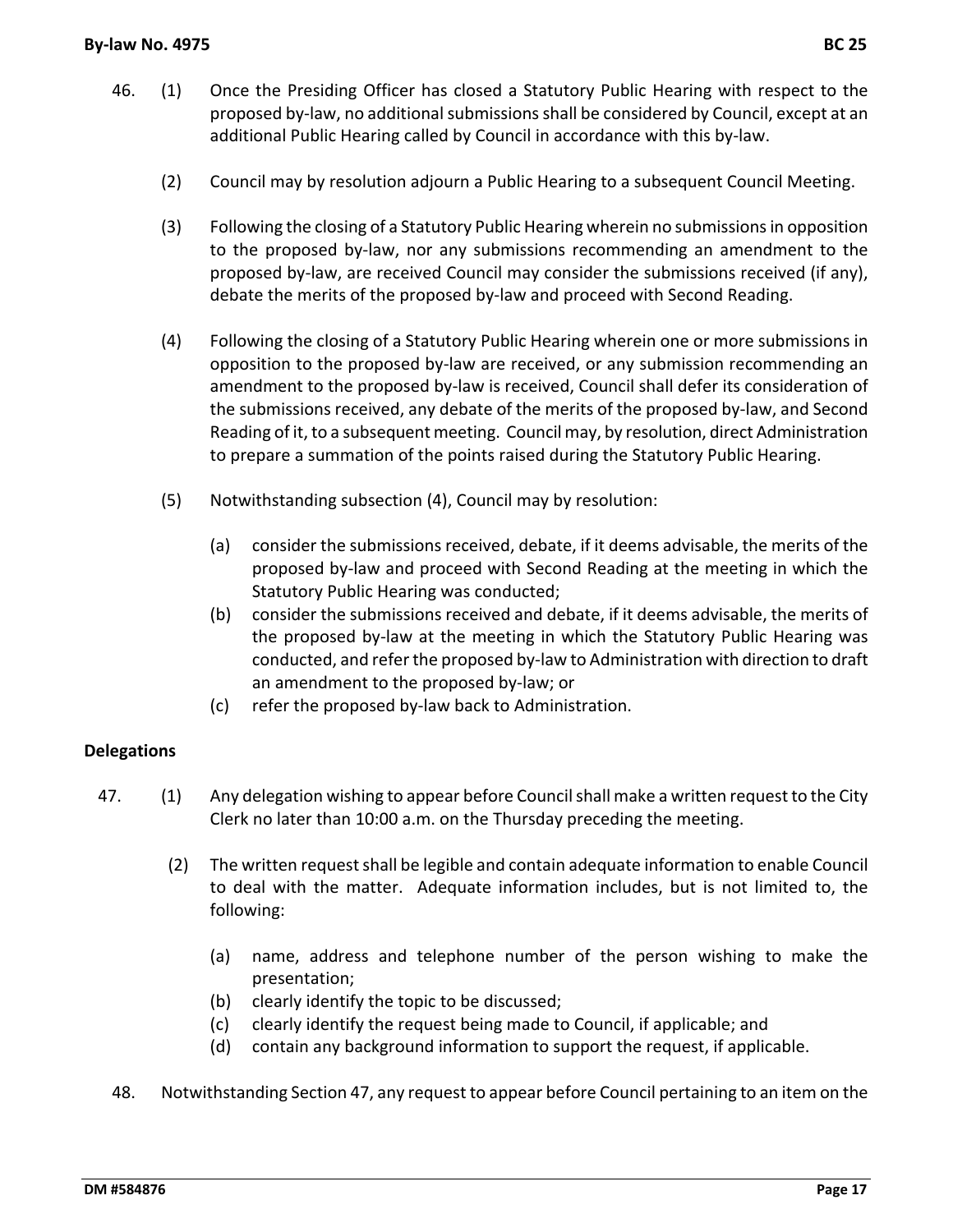46. (1) Once the Presiding Officer has closed a Statutory Public Hearing with respect to the proposed by-law, no additional submissions shall be considered by Council, except at an additional Public Hearing called by Council in accordance with this by-law.

(2) Council may by resolution adjourn a Public Hearing to a subsequent Council Meeting.

(3) Following the closing of a Statutory Public Hearing wherein no submissions in opposition to the proposed by-law, nor any submissions recommending an amendment to the proposed by-law, are received Council may consider the submissions received (if any), debate the merits of the proposed by-law and proceed with Second Reading.

(4) Following the closing of a Statutory Public Hearing wherein one or more submissions in opposition to the proposed by-law are received, or any submission recommending an amendment to the proposed by-law is received, Council shall defer its consideration of the submissions received, any debate of the merits of the proposed by-law, and Second Reading of it, to a subsequent meeting. Council may, by resolution, direct Administration to prepare a summation of the points raised during the Statutory Public Hearing.

(5) Notwithstanding subsection (4), Council may by resolution:

(a) consider the submissions received, debate, if it deems advisable, the merits of the proposed by-law and proceed with Second Reading at the meeting in which the Statutory Public Hearing was conducted;
(b) consider the submissions received and debate, if it deems advisable, the merits of the proposed by-law at the meeting in which the Statutory Public Hearing was conducted, and refer the proposed by-law to Administration with direction to draft an amendment to the proposed by-law; or
(c) refer the proposed by-law back to Administration.

**Delegations**

47. (1) Any delegation wishing to appear before Council shall make a written request to the City Clerk no later than 10:00 a.m. on the Thursday preceding the meeting.

(2) The written request shall be legible and contain adequate information to enable Council to deal with the matter. Adequate information includes, but is not limited to, the following:

(a) name, address and telephone number of the person wishing to make the presentation;
(b) clearly identify the topic to be discussed;
(c) clearly identify the request being made to Council, if applicable; and
(d) contain any background information to support the request, if applicable.

48. Notwithstanding Section 47, any request to appear before Council pertaining to an item on the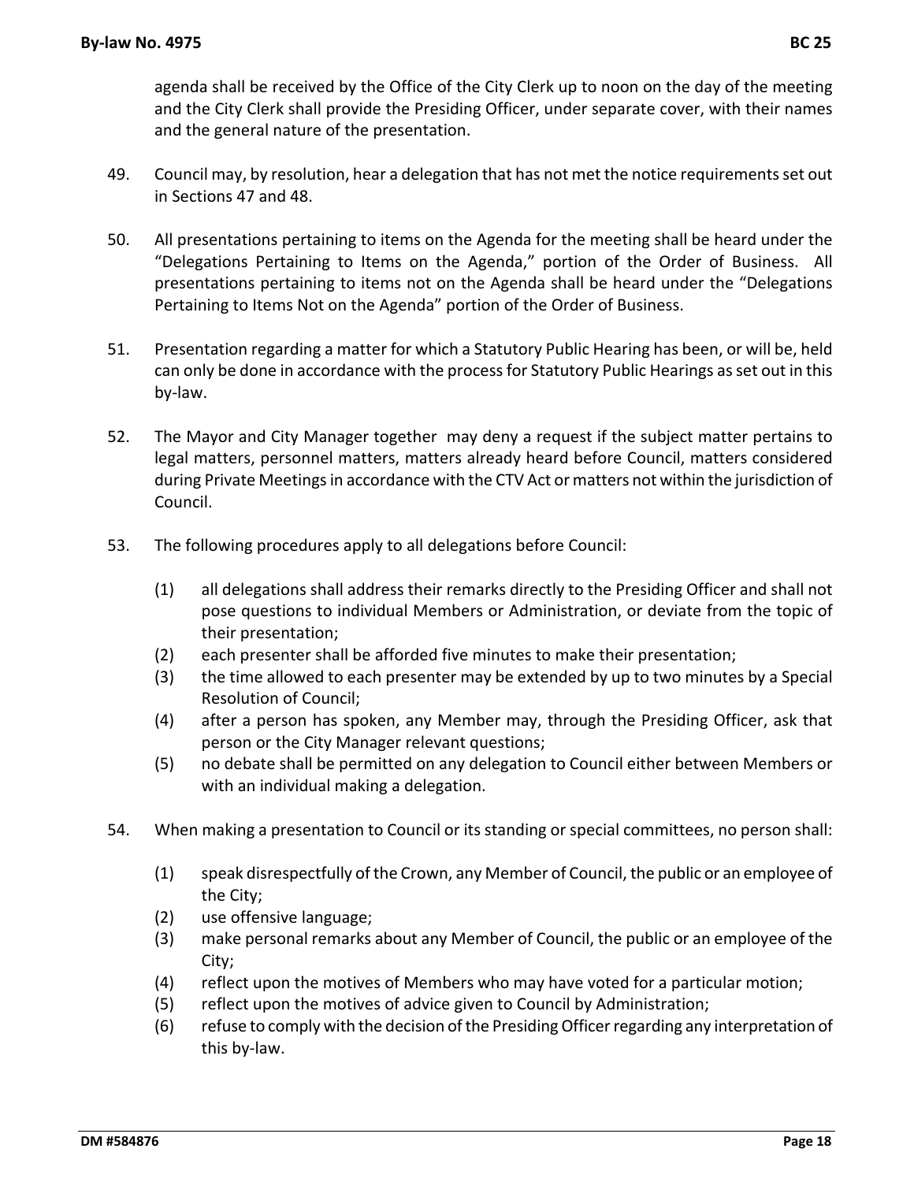agenda shall be received by the Office of the City Clerk up to noon on the day of the meeting and the City Clerk shall provide the Presiding Officer, under separate cover, with their names and the general nature of the presentation.

49. Council may, by resolution, hear a delegation that has not met the notice requirements set out in Sections 47 and 48.

50. All presentations pertaining to items on the Agenda for the meeting shall be heard under the "Delegations Pertaining to Items on the Agenda," portion of the Order of Business. All presentations pertaining to items not on the Agenda shall be heard under the "Delegations Pertaining to Items Not on the Agenda" portion of the Order of Business.

51. Presentation regarding a matter for which a Statutory Public Hearing has been, or will be, held can only be done in accordance with the process for Statutory Public Hearings as set out in this by-law.

52. The Mayor and City Manager together may deny a request if the subject matter pertains to legal matters, personnel matters, matters already heard before Council, matters considered during Private Meetings in accordance with the CTV Act or matters not within the jurisdiction of Council.

53. The following procedures apply to all delegations before Council:

    (1) all delegations shall address their remarks directly to the Presiding Officer and shall not pose questions to individual Members or Administration, or deviate from the topic of their presentation;
    (2) each presenter shall be afforded five minutes to make their presentation;
    (3) the time allowed to each presenter may be extended by up to two minutes by a Special Resolution of Council;
    (4) after a person has spoken, any Member may, through the Presiding Officer, ask that person or the City Manager relevant questions;
    (5) no debate shall be permitted on any delegation to Council either between Members or with an individual making a delegation.

54. When making a presentation to Council or its standing or special committees, no person shall:

    (1) speak disrespectfully of the Crown, any Member of Council, the public or an employee of the City;
    (2) use offensive language;
    (3) make personal remarks about any Member of Council, the public or an employee of the City;
    (4) reflect upon the motives of Members who may have voted for a particular motion;
    (5) reflect upon the motives of advice given to Council by Administration;
    (6) refuse to comply with the decision of the Presiding Officer regarding any interpretation of this by-law.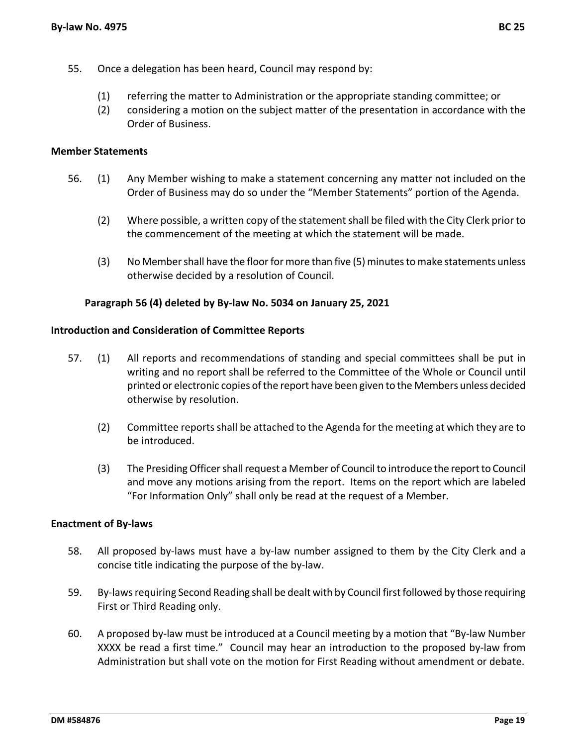55. Once a delegation has been heard, Council may respond by:

    (1) referring the matter to Administration or the appropriate standing committee; or
    (2) considering a motion on the subject matter of the presentation in accordance with the Order of Business.

**Member Statements**

56. (1) Any Member wishing to make a statement concerning any matter not included on the Order of Business may do so under the "Member Statements" portion of the Agenda.

    (2) Where possible, a written copy of the statement shall be filed with the City Clerk prior to the commencement of the meeting at which the statement will be made.

    (3) No Member shall have the floor for more than five (5) minutes to make statements unless otherwise decided by a resolution of Council.

**Paragraph 56 (4) deleted by By-law No. 5034 on January 25, 2021**

**Introduction and Consideration of Committee Reports**

57. (1) All reports and recommendations of standing and special committees shall be put in writing and no report shall be referred to the Committee of the Whole or Council until printed or electronic copies of the report have been given to the Members unless decided otherwise by resolution.

    (2) Committee reports shall be attached to the Agenda for the meeting at which they are to be introduced.

    (3) The Presiding Officer shall request a Member of Council to introduce the report to Council and move any motions arising from the report. Items on the report which are labeled "For Information Only" shall only be read at the request of a Member.

**Enactment of By-laws**

58. All proposed by-laws must have a by-law number assigned to them by the City Clerk and a concise title indicating the purpose of the by-law.

59. By-laws requiring Second Reading shall be dealt with by Council first followed by those requiring First or Third Reading only.

60. A proposed by-law must be introduced at a Council meeting by a motion that "By-law Number XXXX be read a first time." Council may hear an introduction to the proposed by-law from Administration but shall vote on the motion for First Reading without amendment or debate.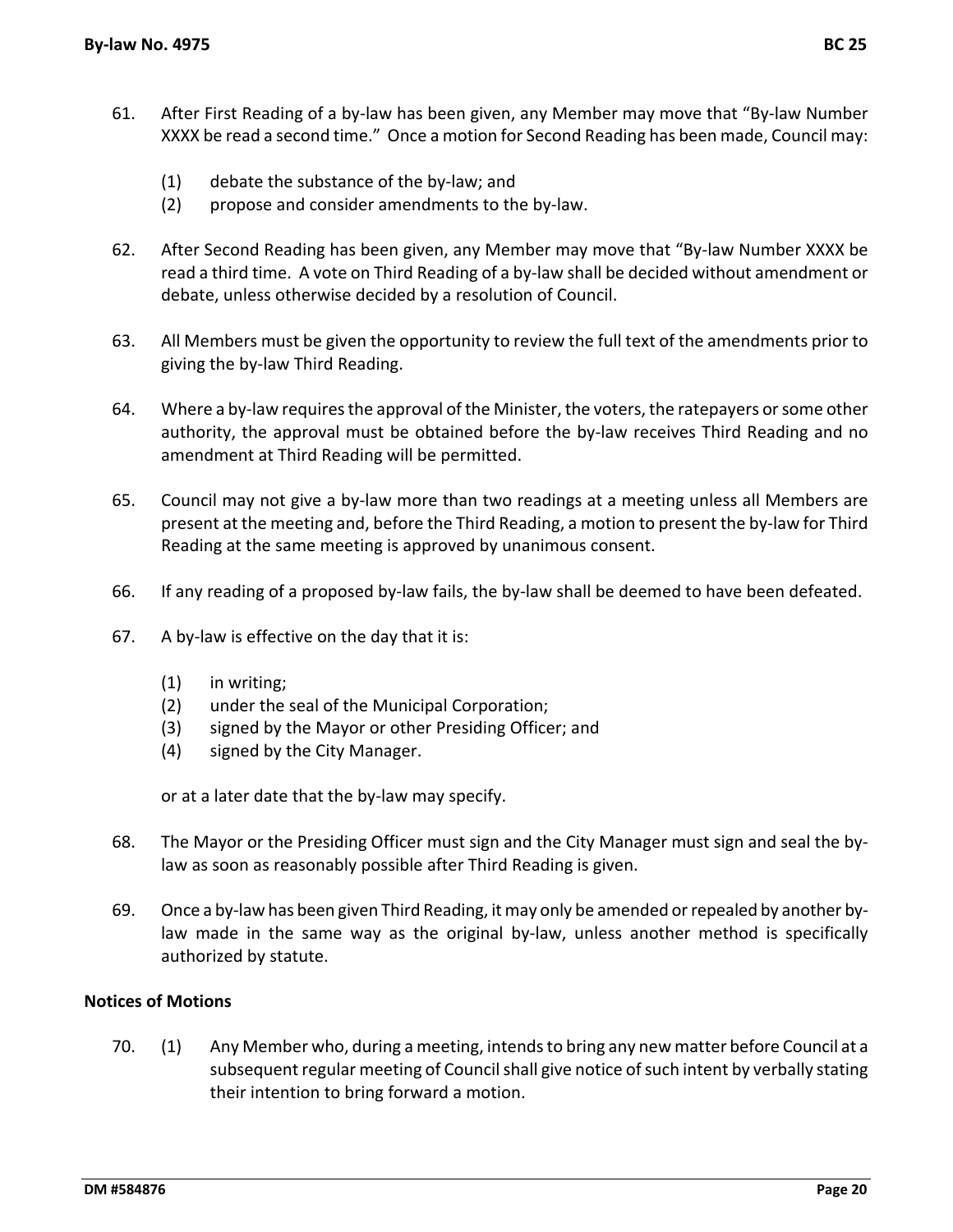61. After First Reading of a by-law has been given, any Member may move that “By-law Number XXXX be read a second time.” Once a motion for Second Reading has been made, Council may:

    (1) debate the substance of the by-law; and
    (2) propose and consider amendments to the by-law.

62. After Second Reading has been given, any Member may move that “By-law Number XXXX be read a third time. A vote on Third Reading of a by-law shall be decided without amendment or debate, unless otherwise decided by a resolution of Council.

63. All Members must be given the opportunity to review the full text of the amendments prior to giving the by-law Third Reading.

64. Where a by-law requires the approval of the Minister, the voters, the ratepayers or some other authority, the approval must be obtained before the by-law receives Third Reading and no amendment at Third Reading will be permitted.

65. Council may not give a by-law more than two readings at a meeting unless all Members are present at the meeting and, before the Third Reading, a motion to present the by-law for Third Reading at the same meeting is approved by unanimous consent.

66. If any reading of a proposed by-law fails, the by-law shall be deemed to have been defeated.

67. A by-law is effective on the day that it is:

    (1) in writing;
    (2) under the seal of the Municipal Corporation;
    (3) signed by the Mayor or other Presiding Officer; and
    (4) signed by the City Manager.

    or at a later date that the by-law may specify.

68. The Mayor or the Presiding Officer must sign and the City Manager must sign and seal the by-law as soon as reasonably possible after Third Reading is given.

69. Once a by-law has been given Third Reading, it may only be amended or repealed by another by-law made in the same way as the original by-law, unless another method is specifically authorized by statute.

**Notices of Motions**

70. (1) Any Member who, during a meeting, intends to bring any new matter before Council at a subsequent regular meeting of Council shall give notice of such intent by verbally stating their intention to bring forward a motion.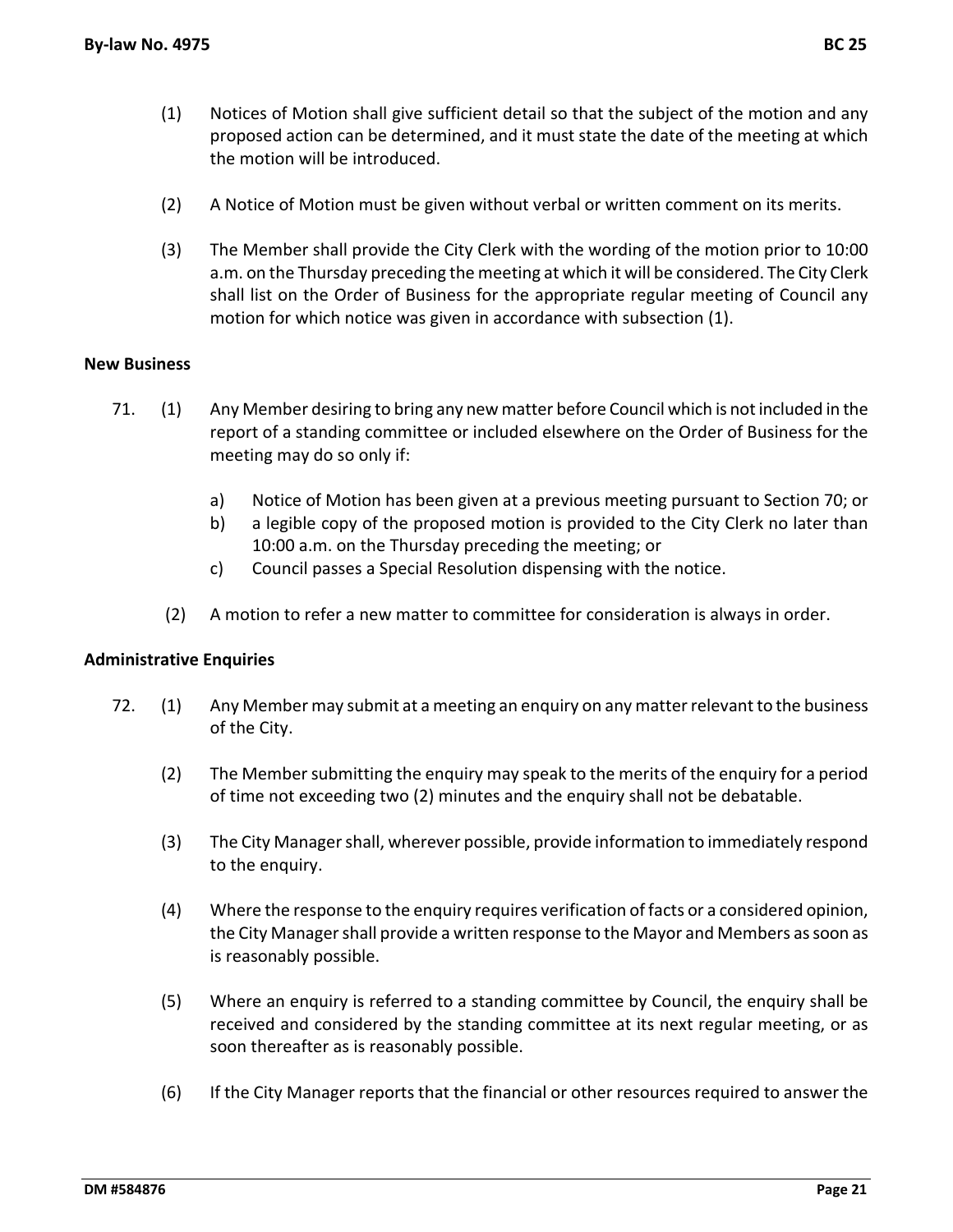(1) Notices of Motion shall give sufficient detail so that the subject of the motion and any proposed action can be determined, and it must state the date of the meeting at which the motion will be introduced.

(2) A Notice of Motion must be given without verbal or written comment on its merits.

(3) The Member shall provide the City Clerk with the wording of the motion prior to 10:00 a.m. on the Thursday preceding the meeting at which it will be considered. The City Clerk shall list on the Order of Business for the appropriate regular meeting of Council any motion for which notice was given in accordance with subsection (1).

**New Business**

71. (1) Any Member desiring to bring any new matter before Council which is not included in the report of a standing committee or included elsewhere on the Order of Business for the meeting may do so only if:

   a) Notice of Motion has been given at a previous meeting pursuant to Section 70; or
   b) a legible copy of the proposed motion is provided to the City Clerk no later than 10:00 a.m. on the Thursday preceding the meeting; or
   c) Council passes a Special Resolution dispensing with the notice.

(2) A motion to refer a new matter to committee for consideration is always in order.

**Administrative Enquiries**

72. (1) Any Member may submit at a meeting an enquiry on any matter relevant to the business of the City.

(2) The Member submitting the enquiry may speak to the merits of the enquiry for a period of time not exceeding two (2) minutes and the enquiry shall not be debatable.

(3) The City Manager shall, wherever possible, provide information to immediately respond to the enquiry.

(4) Where the response to the enquiry requires verification of facts or a considered opinion, the City Manager shall provide a written response to the Mayor and Members as soon as is reasonably possible.

(5) Where an enquiry is referred to a standing committee by Council, the enquiry shall be received and considered by the standing committee at its next regular meeting, or as soon thereafter as is reasonably possible.

(6) If the City Manager reports that the financial or other resources required to answer the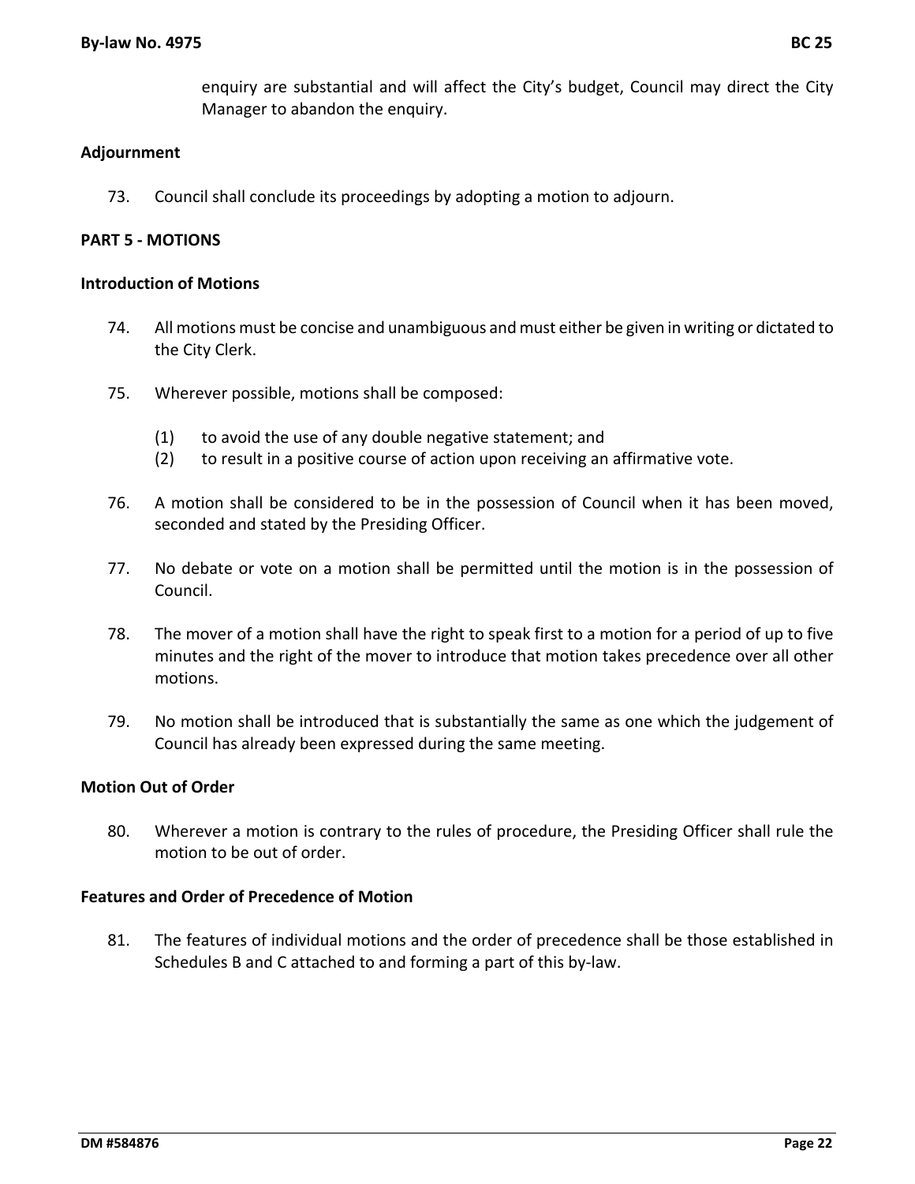enquiry are substantial and will affect the City's budget, Council may direct the City Manager to abandon the enquiry.

**Adjournment**

73. Council shall conclude its proceedings by adopting a motion to adjourn.

**PART 5 - MOTIONS**

**Introduction of Motions**

74. All motions must be concise and unambiguous and must either be given in writing or dictated to the City Clerk.

75. Wherever possible, motions shall be composed:

    (1) to avoid the use of any double negative statement; and
    (2) to result in a positive course of action upon receiving an affirmative vote.

76. A motion shall be considered to be in the possession of Council when it has been moved, seconded and stated by the Presiding Officer.

77. No debate or vote on a motion shall be permitted until the motion is in the possession of Council.

78. The mover of a motion shall have the right to speak first to a motion for a period of up to five minutes and the right of the mover to introduce that motion takes precedence over all other motions.

79. No motion shall be introduced that is substantially the same as one which the judgement of Council has already been expressed during the same meeting.

**Motion Out of Order**

80. Wherever a motion is contrary to the rules of procedure, the Presiding Officer shall rule the motion to be out of order.

**Features and Order of Precedence of Motion**

81. The features of individual motions and the order of precedence shall be those established in Schedules B and C attached to and forming a part of this by-law.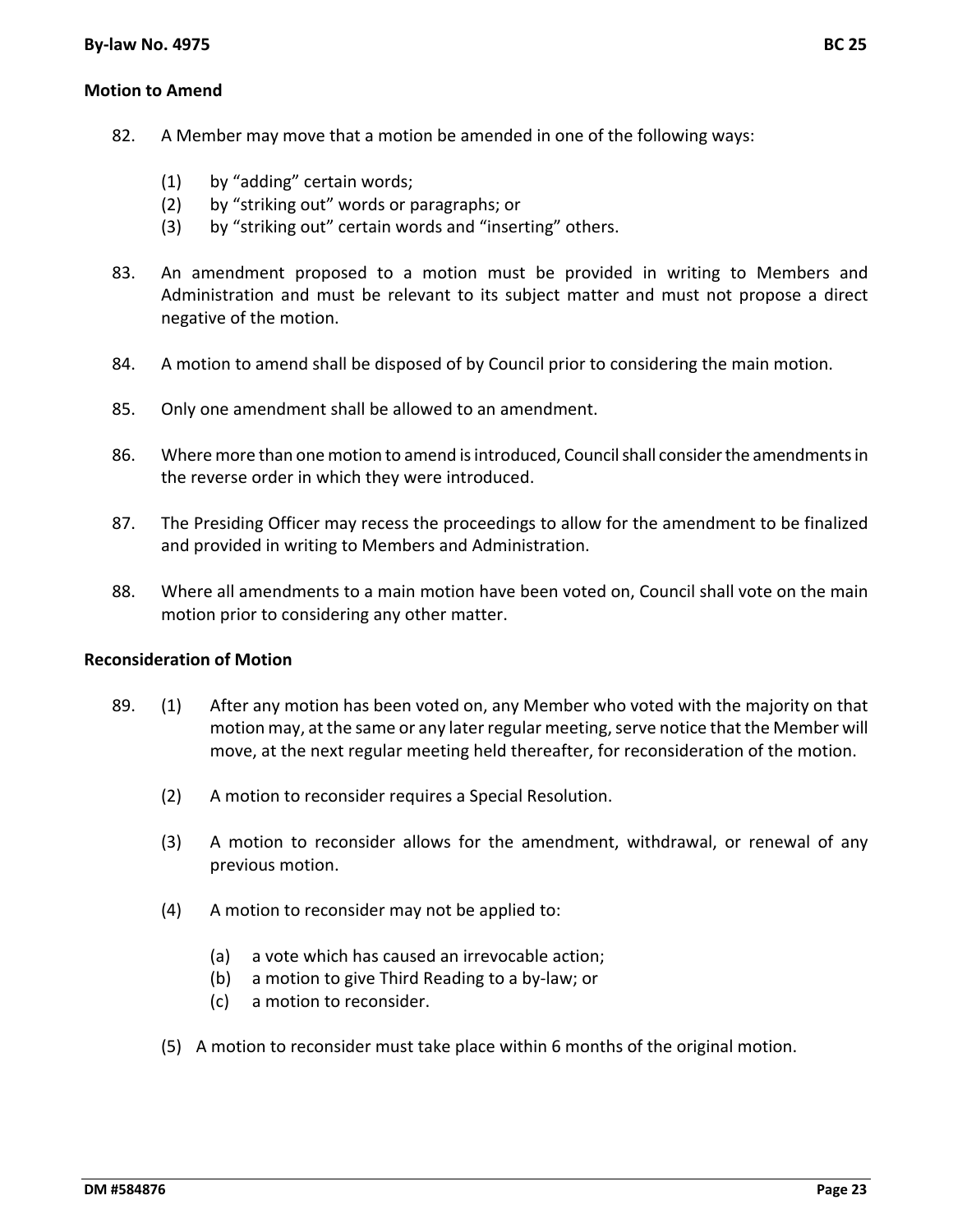**Motion to Amend**

82. A Member may move that a motion be amended in one of the following ways:

    (1) by "adding" certain words;
    (2) by "striking out" words or paragraphs; or
    (3) by "striking out" certain words and "inserting" others.

83. An amendment proposed to a motion must be provided in writing to Members and Administration and must be relevant to its subject matter and must not propose a direct negative of the motion.

84. A motion to amend shall be disposed of by Council prior to considering the main motion.

85. Only one amendment shall be allowed to an amendment.

86. Where more than one motion to amend is introduced, Council shall consider the amendments in the reverse order in which they were introduced.

87. The Presiding Officer may recess the proceedings to allow for the amendment to be finalized and provided in writing to Members and Administration.

88. Where all amendments to a main motion have been voted on, Council shall vote on the main motion prior to considering any other matter.

**Reconsideration of Motion**

89. (1) After any motion has been voted on, any Member who voted with the majority on that motion may, at the same or any later regular meeting, serve notice that the Member will move, at the next regular meeting held thereafter, for reconsideration of the motion.

    (2) A motion to reconsider requires a Special Resolution.

    (3) A motion to reconsider allows for the amendment, withdrawal, or renewal of any previous motion.

    (4) A motion to reconsider may not be applied to:

        (a) a vote which has caused an irrevocable action;
        (b) a motion to give Third Reading to a by-law; or
        (c) a motion to reconsider.

    (5) A motion to reconsider must take place within 6 months of the original motion.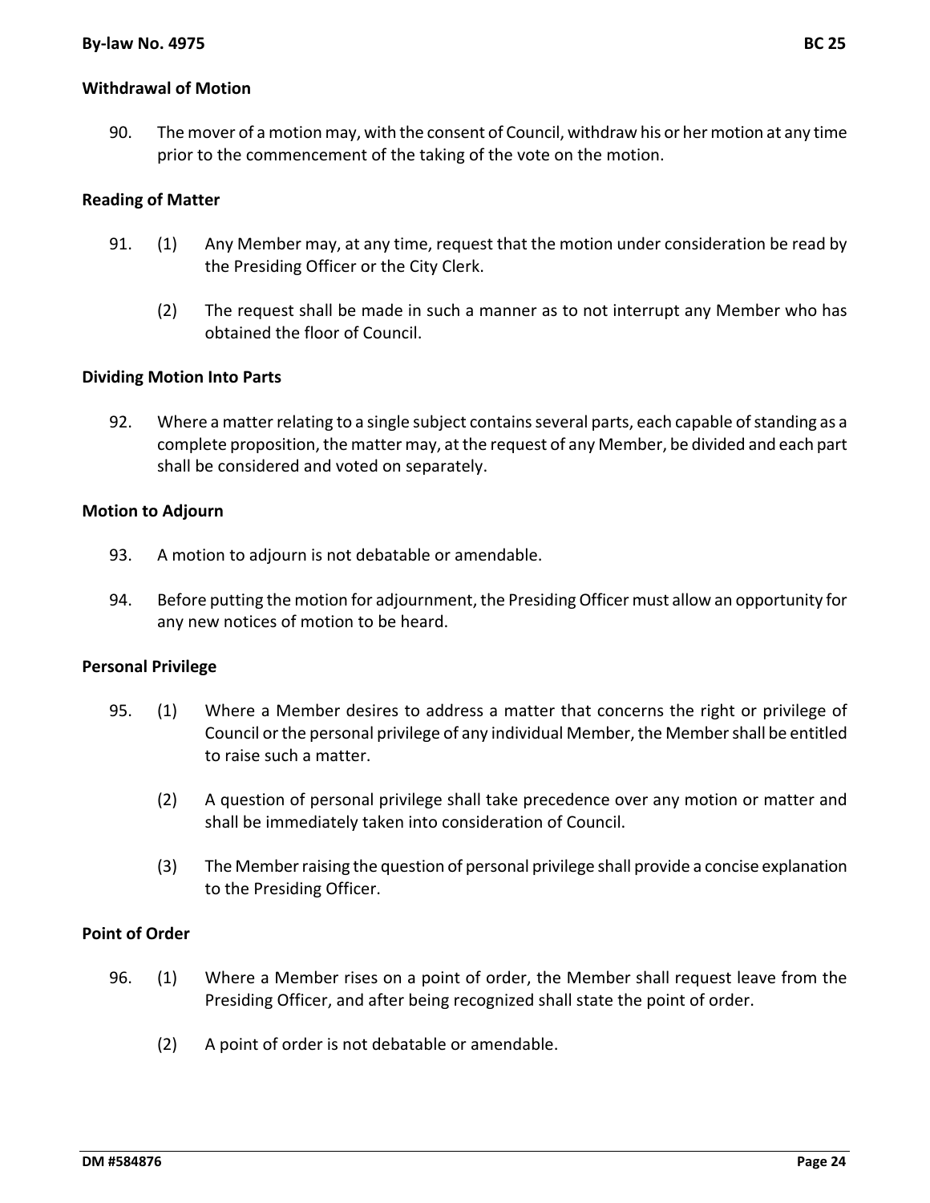### Withdrawal of Motion

90. The mover of a motion may, with the consent of Council, withdraw his or her motion at any time prior to the commencement of the taking of the vote on the motion.

### Reading of Matter

91. (1) Any Member may, at any time, request that the motion under consideration be read by the Presiding Officer or the City Clerk.

    (2) The request shall be made in such a manner as to not interrupt any Member who has obtained the floor of Council.

### Dividing Motion Into Parts

92. Where a matter relating to a single subject contains several parts, each capable of standing as a complete proposition, the matter may, at the request of any Member, be divided and each part shall be considered and voted on separately.

### Motion to Adjourn

93. A motion to adjourn is not debatable or amendable.

94. Before putting the motion for adjournment, the Presiding Officer must allow an opportunity for any new notices of motion to be heard.

### Personal Privilege

95. (1) Where a Member desires to address a matter that concerns the right or privilege of Council or the personal privilege of any individual Member, the Member shall be entitled to raise such a matter.

    (2) A question of personal privilege shall take precedence over any motion or matter and shall be immediately taken into consideration of Council.

    (3) The Member raising the question of personal privilege shall provide a concise explanation to the Presiding Officer.

### Point of Order

96. (1) Where a Member rises on a point of order, the Member shall request leave from the Presiding Officer, and after being recognized shall state the point of order.

    (2) A point of order is not debatable or amendable.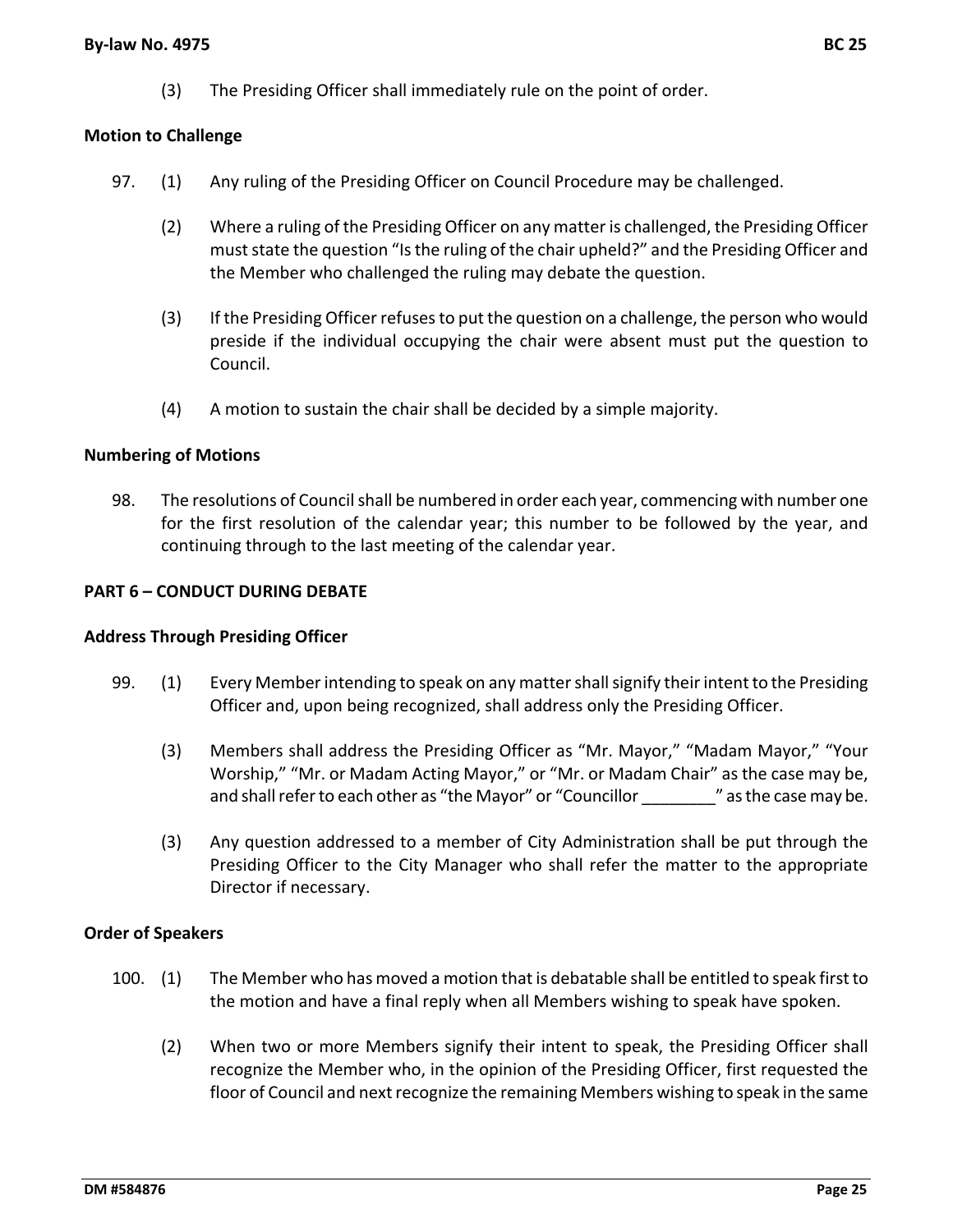(3) The Presiding Officer shall immediately rule on the point of order.

**Motion to Challenge**

97. (1) Any ruling of the Presiding Officer on Council Procedure may be challenged.

    (2) Where a ruling of the Presiding Officer on any matter is challenged, the Presiding Officer must state the question "Is the ruling of the chair upheld?" and the Presiding Officer and the Member who challenged the ruling may debate the question.

    (3) If the Presiding Officer refuses to put the question on a challenge, the person who would preside if the individual occupying the chair were absent must put the question to Council.

    (4) A motion to sustain the chair shall be decided by a simple majority.

**Numbering of Motions**

98. The resolutions of Council shall be numbered in order each year, commencing with number one for the first resolution of the calendar year; this number to be followed by the year, and continuing through to the last meeting of the calendar year.

**PART 6 – CONDUCT DURING DEBATE**

**Address Through Presiding Officer**

99. (1) Every Member intending to speak on any matter shall signify their intent to the Presiding Officer and, upon being recognized, shall address only the Presiding Officer.

    (3) Members shall address the Presiding Officer as "Mr. Mayor," "Madam Mayor," "Your Worship," "Mr. or Madam Acting Mayor," or "Mr. or Madam Chair" as the case may be, and shall refer to each other as "the Mayor" or "Councillor ________" as the case may be.

    (3) Any question addressed to a member of City Administration shall be put through the Presiding Officer to the City Manager who shall refer the matter to the appropriate Director if necessary.

**Order of Speakers**

100. (1) The Member who has moved a motion that is debatable shall be entitled to speak first to the motion and have a final reply when all Members wishing to speak have spoken.

     (2) When two or more Members signify their intent to speak, the Presiding Officer shall recognize the Member who, in the opinion of the Presiding Officer, first requested the floor of Council and next recognize the remaining Members wishing to speak in the same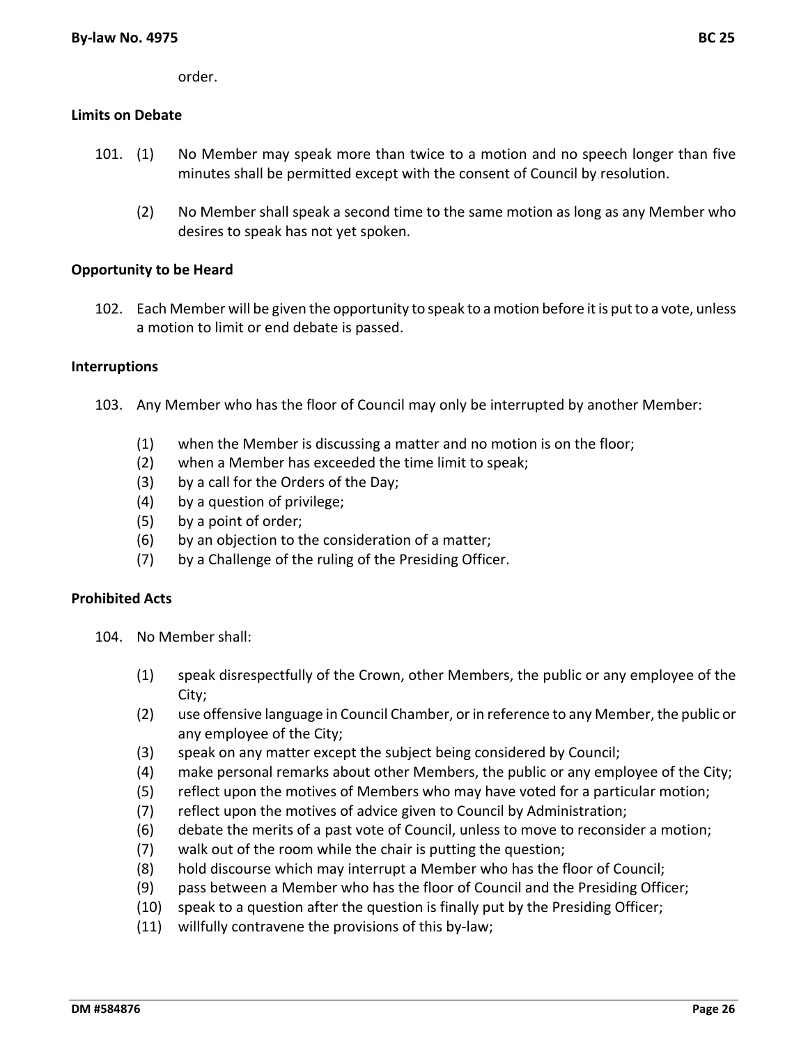order.

**Limits on Debate**

101. (1) No Member may speak more than twice to a motion and no speech longer than five minutes shall be permitted except with the consent of Council by resolution.

 (2) No Member shall speak a second time to the same motion as long as any Member who desires to speak has not yet spoken.

**Opportunity to be Heard**

102. Each Member will be given the opportunity to speak to a motion before it is put to a vote, unless a motion to limit or end debate is passed.

**Interruptions**

103. Any Member who has the floor of Council may only be interrupted by another Member:

 (1) when the Member is discussing a matter and no motion is on the floor;
 (2) when a Member has exceeded the time limit to speak;
 (3) by a call for the Orders of the Day;
 (4) by a question of privilege;
 (5) by a point of order;
 (6) by an objection to the consideration of a matter;
 (7) by a Challenge of the ruling of the Presiding Officer.

**Prohibited Acts**

104. No Member shall:

 (1) speak disrespectfully of the Crown, other Members, the public or any employee of the City;
 (2) use offensive language in Council Chamber, or in reference to any Member, the public or any employee of the City;
 (3) speak on any matter except the subject being considered by Council;
 (4) make personal remarks about other Members, the public or any employee of the City;
 (5) reflect upon the motives of Members who may have voted for a particular motion;
 (7) reflect upon the motives of advice given to Council by Administration;
 (6) debate the merits of a past vote of Council, unless to move to reconsider a motion;
 (7) walk out of the room while the chair is putting the question;
 (8) hold discourse which may interrupt a Member who has the floor of Council;
 (9) pass between a Member who has the floor of Council and the Presiding Officer;
 (10) speak to a question after the question is finally put by the Presiding Officer;
 (11) willfully contravene the provisions of this by-law;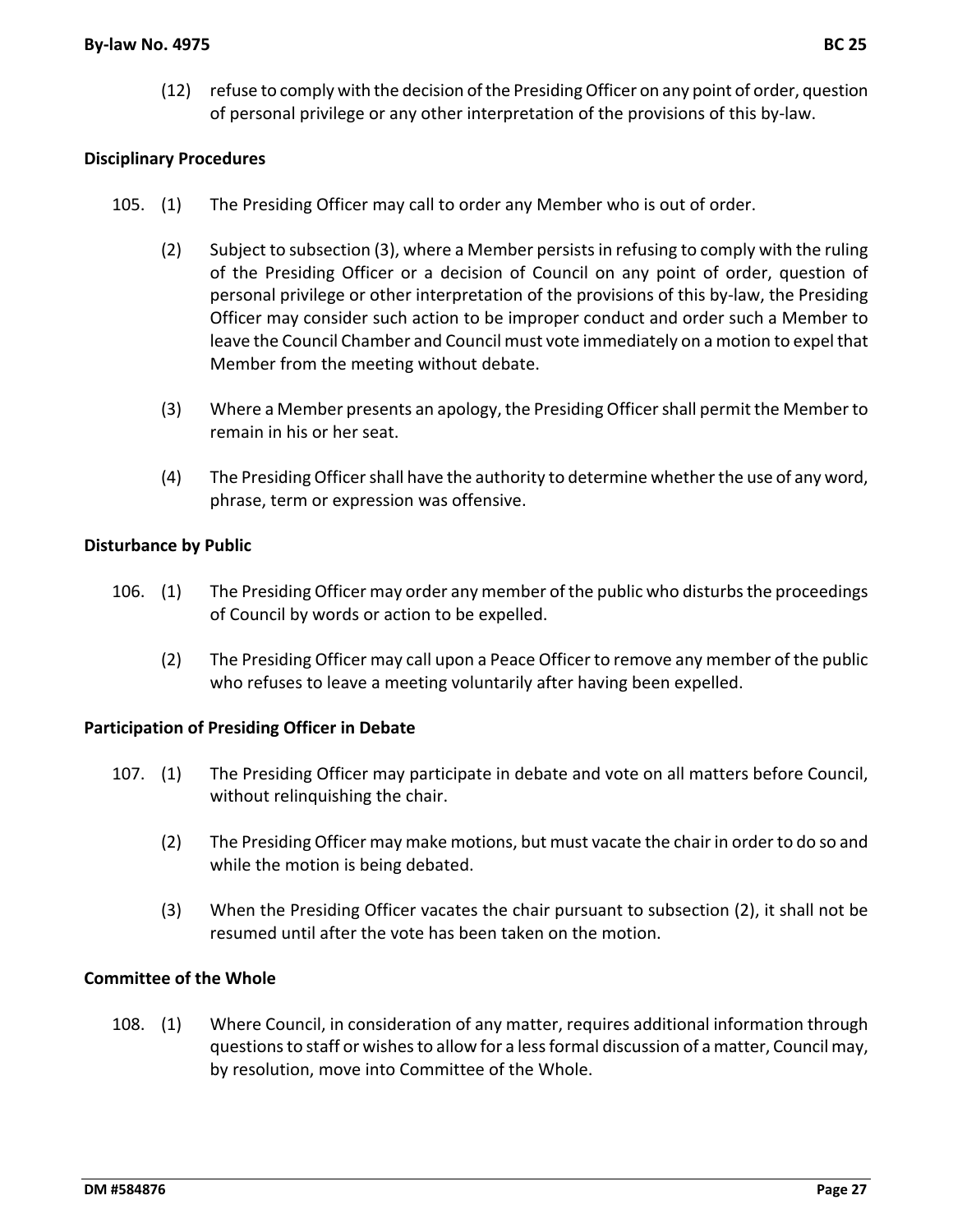(12) refuse to comply with the decision of the Presiding Officer on any point of order, question of personal privilege or any other interpretation of the provisions of this by-law.

**Disciplinary Procedures**

105. (1) The Presiding Officer may call to order any Member who is out of order.

(2) Subject to subsection (3), where a Member persists in refusing to comply with the ruling of the Presiding Officer or a decision of Council on any point of order, question of personal privilege or other interpretation of the provisions of this by-law, the Presiding Officer may consider such action to be improper conduct and order such a Member to leave the Council Chamber and Council must vote immediately on a motion to expel that Member from the meeting without debate.

(3) Where a Member presents an apology, the Presiding Officer shall permit the Member to remain in his or her seat.

(4) The Presiding Officer shall have the authority to determine whether the use of any word, phrase, term or expression was offensive.

**Disturbance by Public**

106. (1) The Presiding Officer may order any member of the public who disturbs the proceedings of Council by words or action to be expelled.

(2) The Presiding Officer may call upon a Peace Officer to remove any member of the public who refuses to leave a meeting voluntarily after having been expelled.

**Participation of Presiding Officer in Debate**

107. (1) The Presiding Officer may participate in debate and vote on all matters before Council, without relinquishing the chair.

(2) The Presiding Officer may make motions, but must vacate the chair in order to do so and while the motion is being debated.

(3) When the Presiding Officer vacates the chair pursuant to subsection (2), it shall not be resumed until after the vote has been taken on the motion.

**Committee of the Whole**

108. (1) Where Council, in consideration of any matter, requires additional information through questions to staff or wishes to allow for a less formal discussion of a matter, Council may, by resolution, move into Committee of the Whole.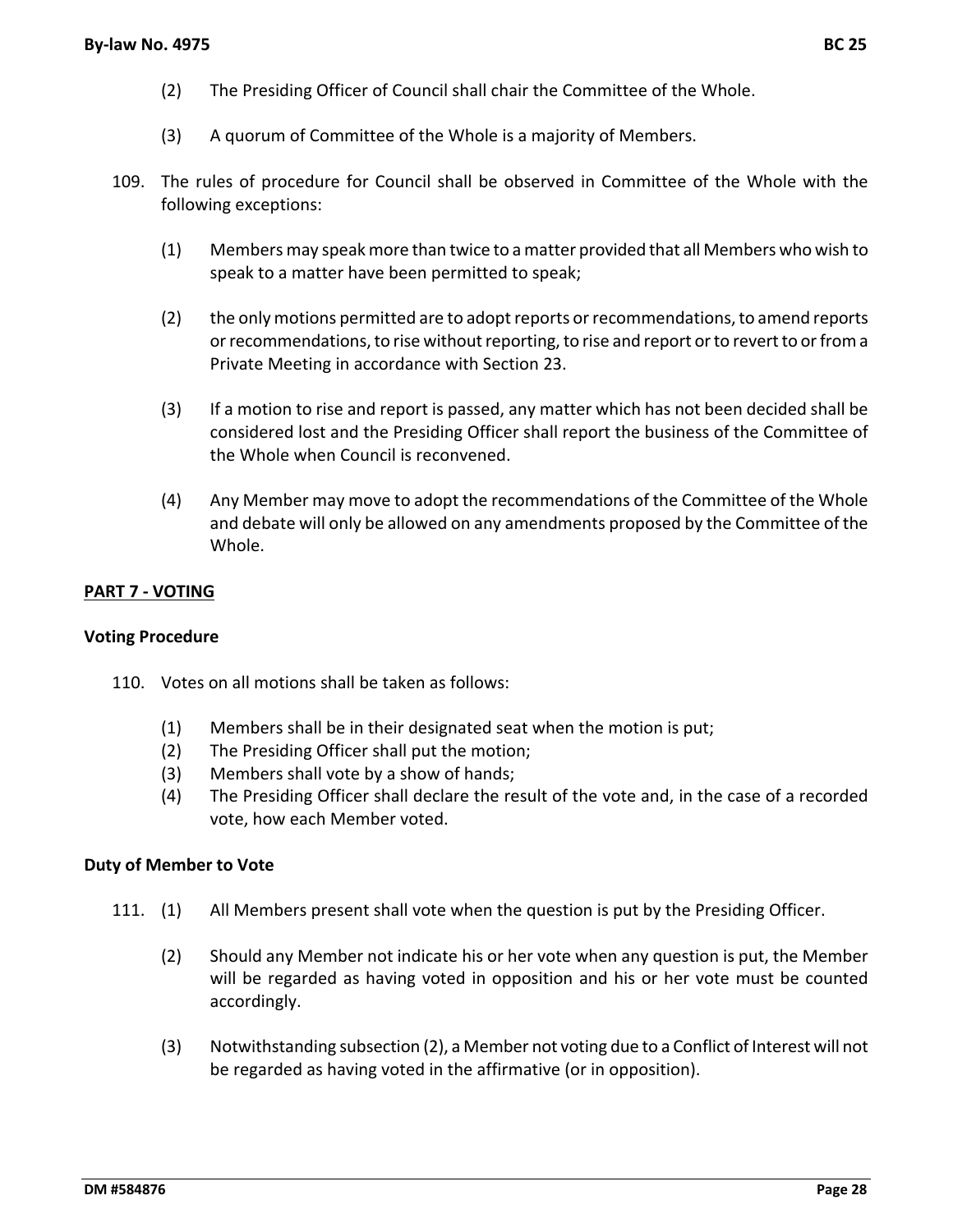(2) The Presiding Officer of Council shall chair the Committee of the Whole.

(3) A quorum of Committee of the Whole is a majority of Members.

109. The rules of procedure for Council shall be observed in Committee of the Whole with the following exceptions:

   (1) Members may speak more than twice to a matter provided that all Members who wish to speak to a matter have been permitted to speak;

   (2) the only motions permitted are to adopt reports or recommendations, to amend reports or recommendations, to rise without reporting, to rise and report or to revert to or from a Private Meeting in accordance with Section 23.

   (3) If a motion to rise and report is passed, any matter which has not been decided shall be considered lost and the Presiding Officer shall report the business of the Committee of the Whole when Council is reconvened.

   (4) Any Member may move to adopt the recommendations of the Committee of the Whole and debate will only be allowed on any amendments proposed by the Committee of the Whole.

## PART 7 - VOTING

### Voting Procedure

110. Votes on all motions shall be taken as follows:

   (1) Members shall be in their designated seat when the motion is put;
   (2) The Presiding Officer shall put the motion;
   (3) Members shall vote by a show of hands;
   (4) The Presiding Officer shall declare the result of the vote and, in the case of a recorded vote, how each Member voted.

### Duty of Member to Vote

111. (1) All Members present shall vote when the question is put by the Presiding Officer.

   (2) Should any Member not indicate his or her vote when any question is put, the Member will be regarded as having voted in opposition and his or her vote must be counted accordingly.

   (3) Notwithstanding subsection (2), a Member not voting due to a Conflict of Interest will not be regarded as having voted in the affirmative (or in opposition).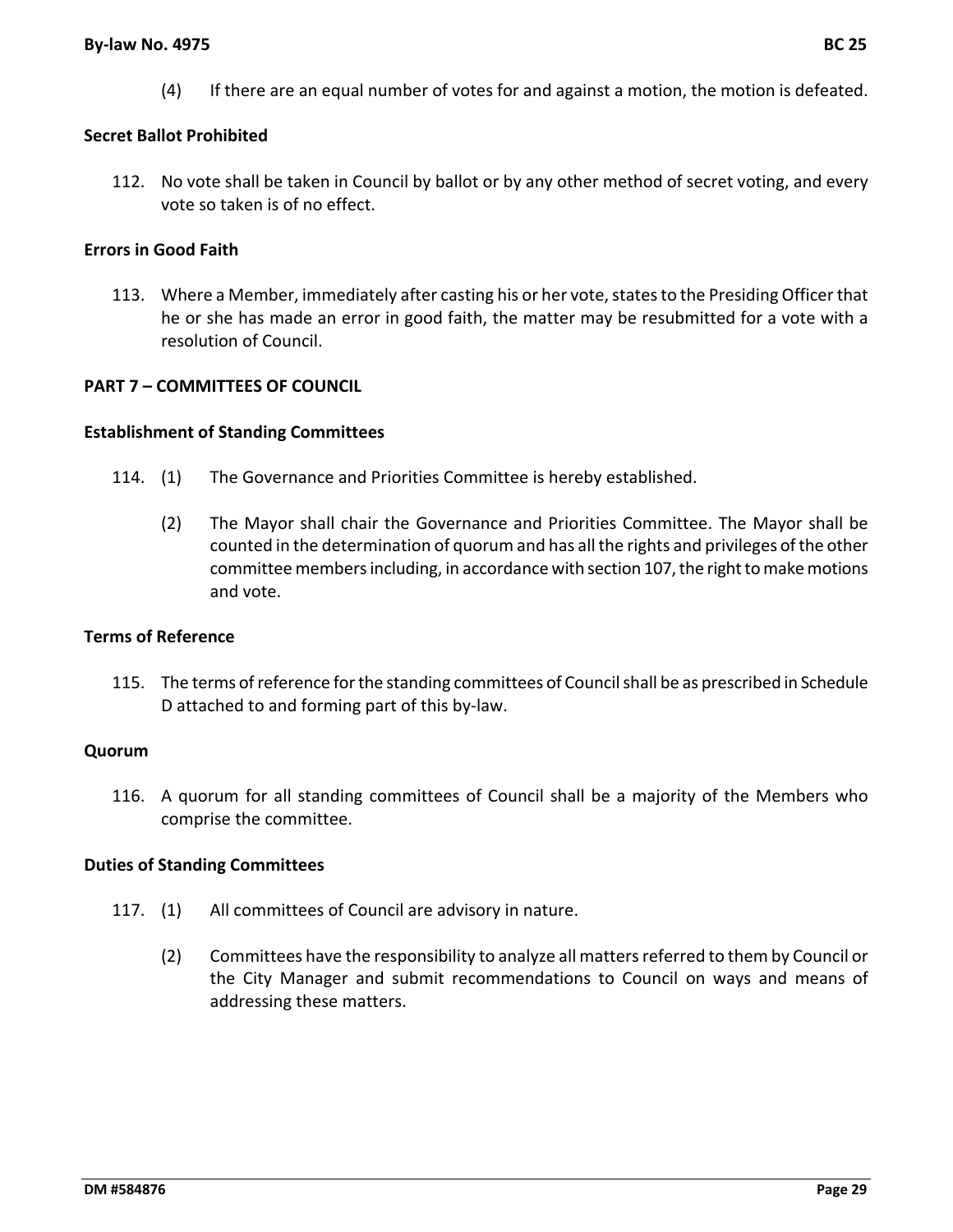(4) If there are an equal number of votes for and against a motion, the motion is defeated.

**Secret Ballot Prohibited**

112. No vote shall be taken in Council by ballot or by any other method of secret voting, and every vote so taken is of no effect.

**Errors in Good Faith**

113. Where a Member, immediately after casting his or her vote, states to the Presiding Officer that he or she has made an error in good faith, the matter may be resubmitted for a vote with a resolution of Council.

**PART 7 – COMMITTEES OF COUNCIL**

**Establishment of Standing Committees**

114. (1) The Governance and Priorities Committee is hereby established.

(2) The Mayor shall chair the Governance and Priorities Committee. The Mayor shall be counted in the determination of quorum and has all the rights and privileges of the other committee members including, in accordance with section 107, the right to make motions and vote.

**Terms of Reference**

115. The terms of reference for the standing committees of Council shall be as prescribed in Schedule D attached to and forming part of this by-law.

**Quorum**

116. A quorum for all standing committees of Council shall be a majority of the Members who comprise the committee.

**Duties of Standing Committees**

117. (1) All committees of Council are advisory in nature.

(2) Committees have the responsibility to analyze all matters referred to them by Council or the City Manager and submit recommendations to Council on ways and means of addressing these matters.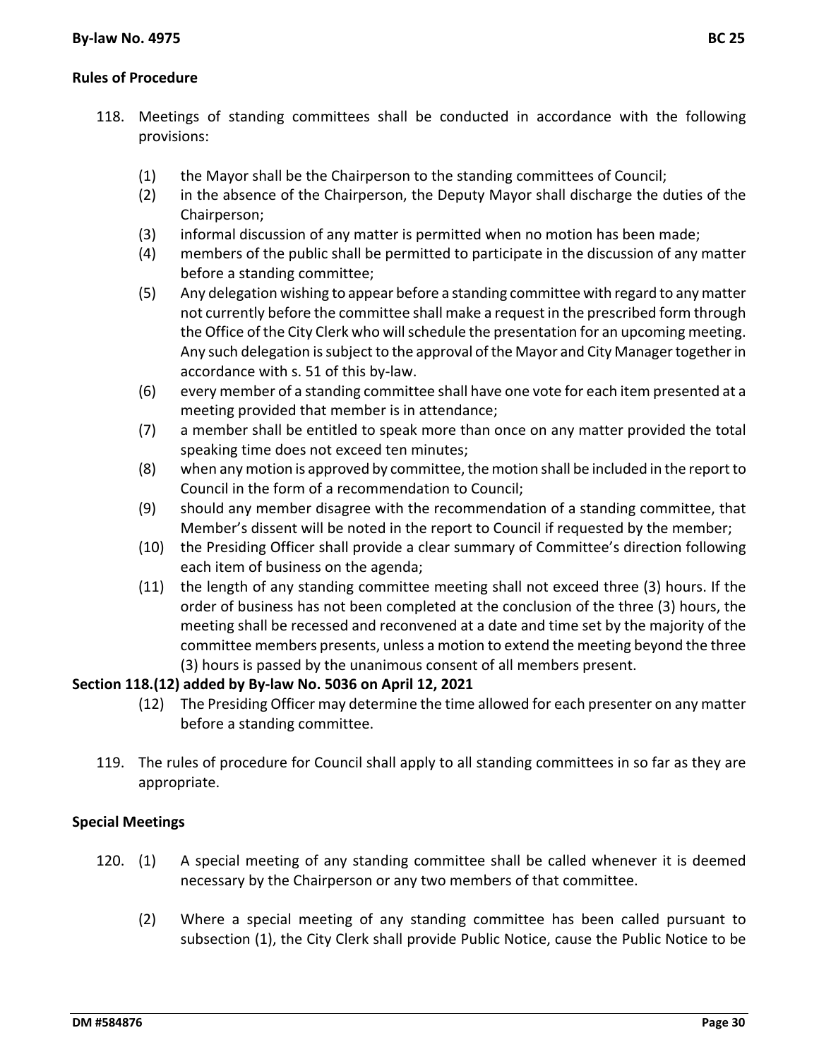**Rules of Procedure**

118. Meetings of standing committees shall be conducted in accordance with the following provisions:

   (1) the Mayor shall be the Chairperson to the standing committees of Council;
   (2) in the absence of the Chairperson, the Deputy Mayor shall discharge the duties of the Chairperson;
   (3) informal discussion of any matter is permitted when no motion has been made;
   (4) members of the public shall be permitted to participate in the discussion of any matter before a standing committee;
   (5) Any delegation wishing to appear before a standing committee with regard to any matter not currently before the committee shall make a request in the prescribed form through the Office of the City Clerk who will schedule the presentation for an upcoming meeting. Any such delegation is subject to the approval of the Mayor and City Manager together in accordance with s. 51 of this by-law.
   (6) every member of a standing committee shall have one vote for each item presented at a meeting provided that member is in attendance;
   (7) a member shall be entitled to speak more than once on any matter provided the total speaking time does not exceed ten minutes;
   (8) when any motion is approved by committee, the motion shall be included in the report to Council in the form of a recommendation to Council;
   (9) should any member disagree with the recommendation of a standing committee, that Member's dissent will be noted in the report to Council if requested by the member;
   (10) the Presiding Officer shall provide a clear summary of Committee's direction following each item of business on the agenda;
   (11) the length of any standing committee meeting shall not exceed three (3) hours. If the order of business has not been completed at the conclusion of the three (3) hours, the meeting shall be recessed and reconvened at a date and time set by the majority of the committee members presents, unless a motion to extend the meeting beyond the three (3) hours is passed by the unanimous consent of all members present.

**Section 118.(12) added by By-law No. 5036 on April 12, 2021**

   (12) The Presiding Officer may determine the time allowed for each presenter on any matter before a standing committee.

119. The rules of procedure for Council shall apply to all standing committees in so far as they are appropriate.

**Special Meetings**

120. (1) A special meeting of any standing committee shall be called whenever it is deemed necessary by the Chairperson or any two members of that committee.

   (2) Where a special meeting of any standing committee has been called pursuant to subsection (1), the City Clerk shall provide Public Notice, cause the Public Notice to be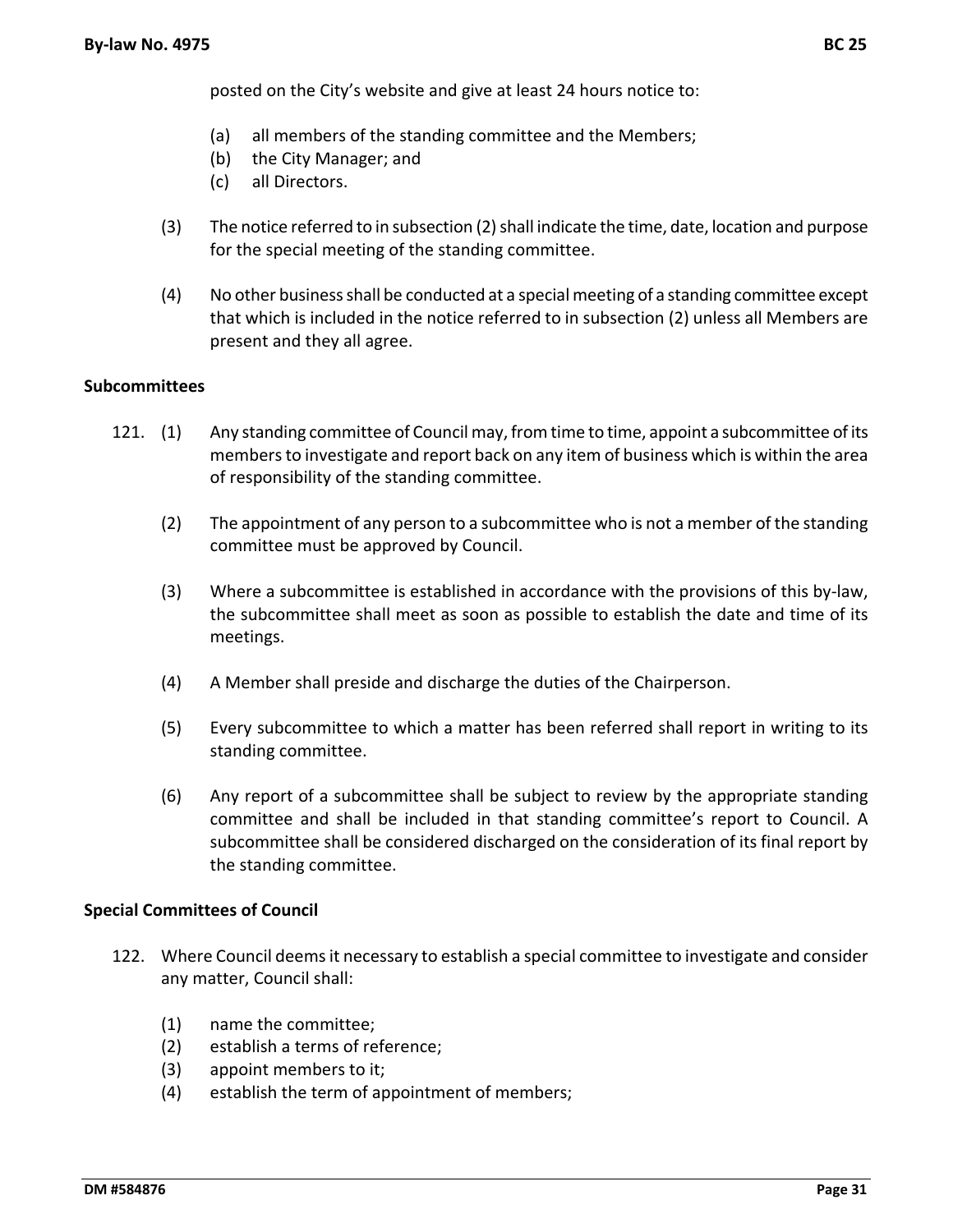posted on the City's website and give at least 24 hours notice to:

(a) all members of the standing committee and the Members;
(b) the City Manager; and
(c) all Directors.

(3) The notice referred to in subsection (2) shall indicate the time, date, location and purpose for the special meeting of the standing committee.

(4) No other business shall be conducted at a special meeting of a standing committee except that which is included in the notice referred to in subsection (2) unless all Members are present and they all agree.

**Subcommittees**

121. (1) Any standing committee of Council may, from time to time, appoint a subcommittee of its members to investigate and report back on any item of business which is within the area of responsibility of the standing committee.

(2) The appointment of any person to a subcommittee who is not a member of the standing committee must be approved by Council.

(3) Where a subcommittee is established in accordance with the provisions of this by-law, the subcommittee shall meet as soon as possible to establish the date and time of its meetings.

(4) A Member shall preside and discharge the duties of the Chairperson.

(5) Every subcommittee to which a matter has been referred shall report in writing to its standing committee.

(6) Any report of a subcommittee shall be subject to review by the appropriate standing committee and shall be included in that standing committee's report to Council. A subcommittee shall be considered discharged on the consideration of its final report by the standing committee.

**Special Committees of Council**

122. Where Council deems it necessary to establish a special committee to investigate and consider any matter, Council shall:

(1) name the committee;
(2) establish a terms of reference;
(3) appoint members to it;
(4) establish the term of appointment of members;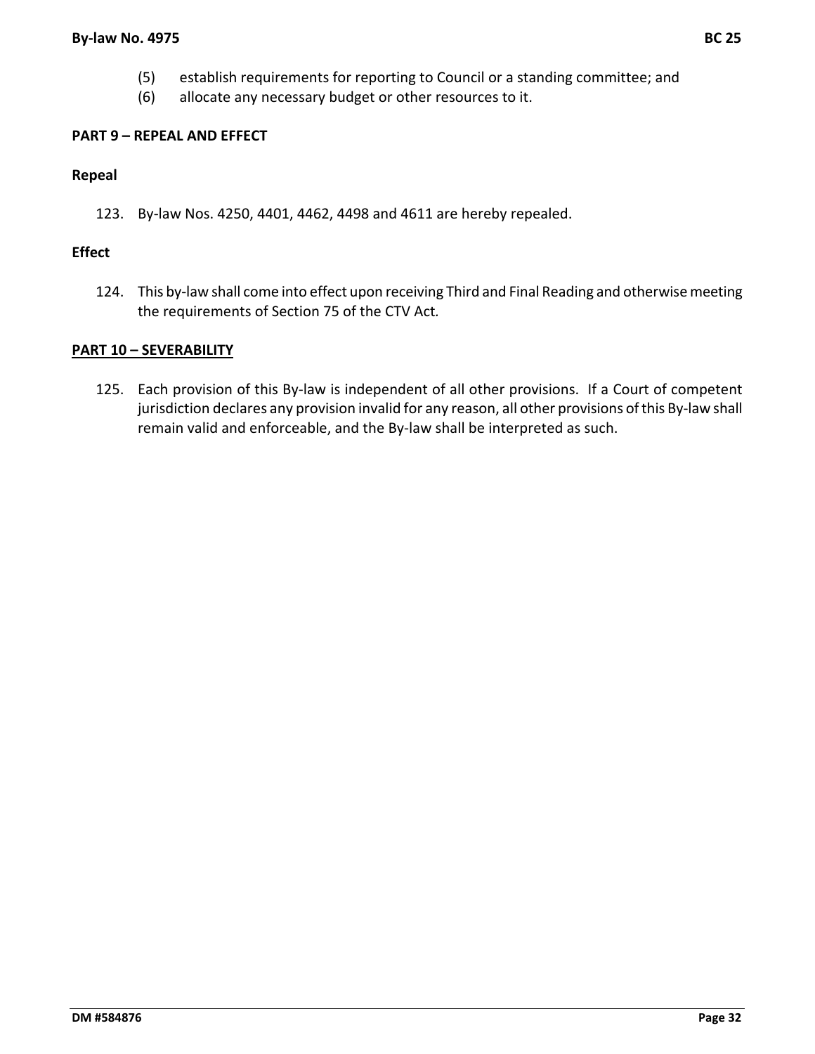(5) establish requirements for reporting to Council or a standing committee; and

(6) allocate any necessary budget or other resources to it.

**PART 9 – REPEAL AND EFFECT**

**Repeal**

123. By-law Nos. 4250, 4401, 4462, 4498 and 4611 are hereby repealed.

**Effect**

124. This by-law shall come into effect upon receiving Third and Final Reading and otherwise meeting the requirements of Section 75 of the CTV Act.

**PART 10 – SEVERABILITY**

125. Each provision of this By-law is independent of all other provisions. If a Court of competent jurisdiction declares any provision invalid for any reason, all other provisions of this By-law shall remain valid and enforceable, and the By-law shall be interpreted as such.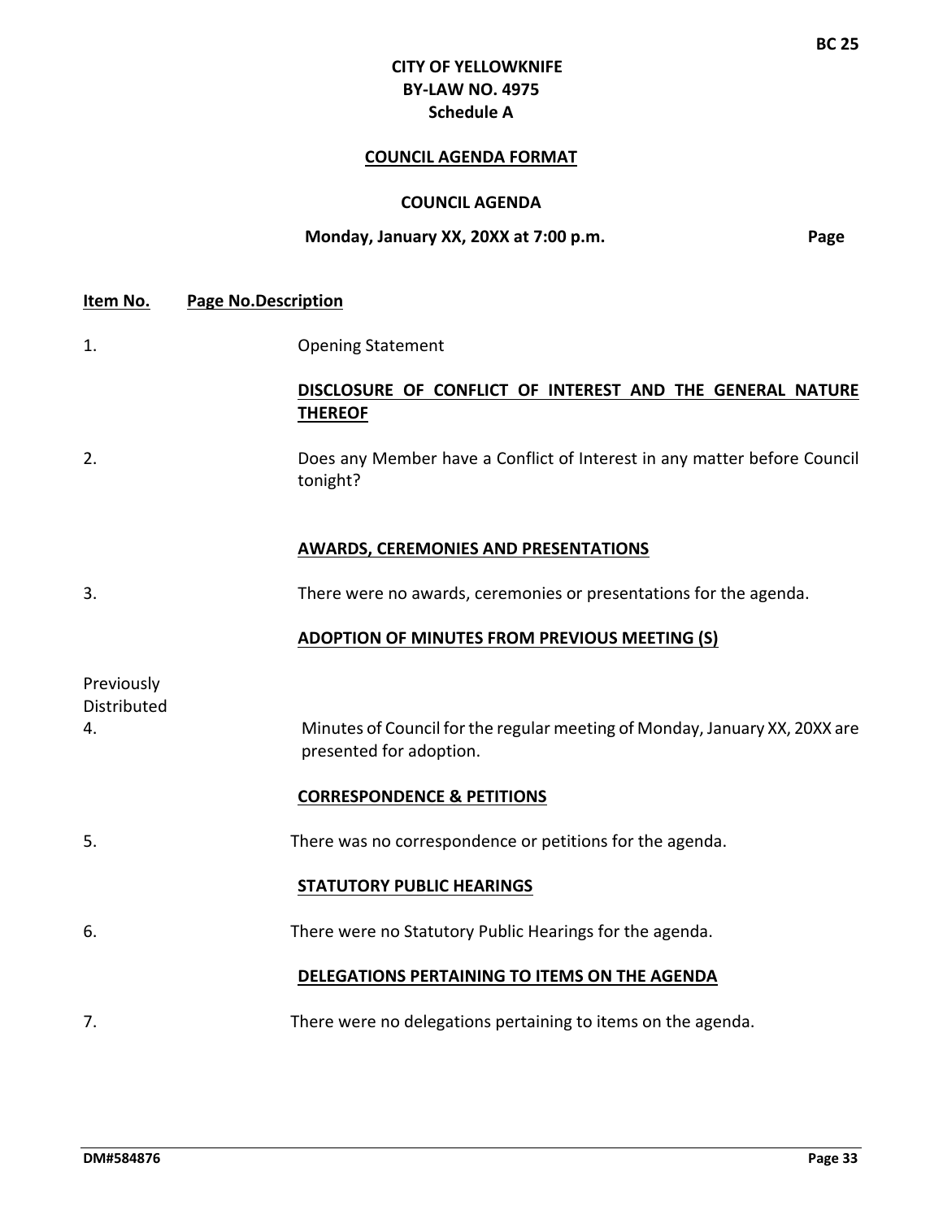**CITY OF YELLOWKNIFE**
**BY-LAW NO. 4975**
**Schedule A**

**COUNCIL AGENDA FORMAT**

**COUNCIL AGENDA**

**Monday, January XX, 20XX at 7:00 p.m.** **Page**

| Item No. | Page No. | Description |
|---|---|---|
| 1. | | Opening Statement |
| | | **DISCLOSURE OF CONFLICT OF INTEREST AND THE GENERAL NATURE THEREOF** |
| 2. | | Does any Member have a Conflict of Interest in any matter before Council tonight? |
| | | **AWARDS, CEREMONIES AND PRESENTATIONS** |
| 3. | | There were no awards, ceremonies or presentations for the agenda. |
| | | **ADOPTION OF MINUTES FROM PREVIOUS MEETING (S)** |
| 4. | Previously Distributed | Minutes of Council for the regular meeting of Monday, January XX, 20XX are presented for adoption. |
| | | **CORRESPONDENCE & PETITIONS** |
| 5. | | There was no correspondence or petitions for the agenda. |
| | | **STATUTORY PUBLIC HEARINGS** |
| 6. | | There were no Statutory Public Hearings for the agenda. |
| | | **DELEGATIONS PERTAINING TO ITEMS ON THE AGENDA** |
| 7. | | There were no delegations pertaining to items on the agenda. |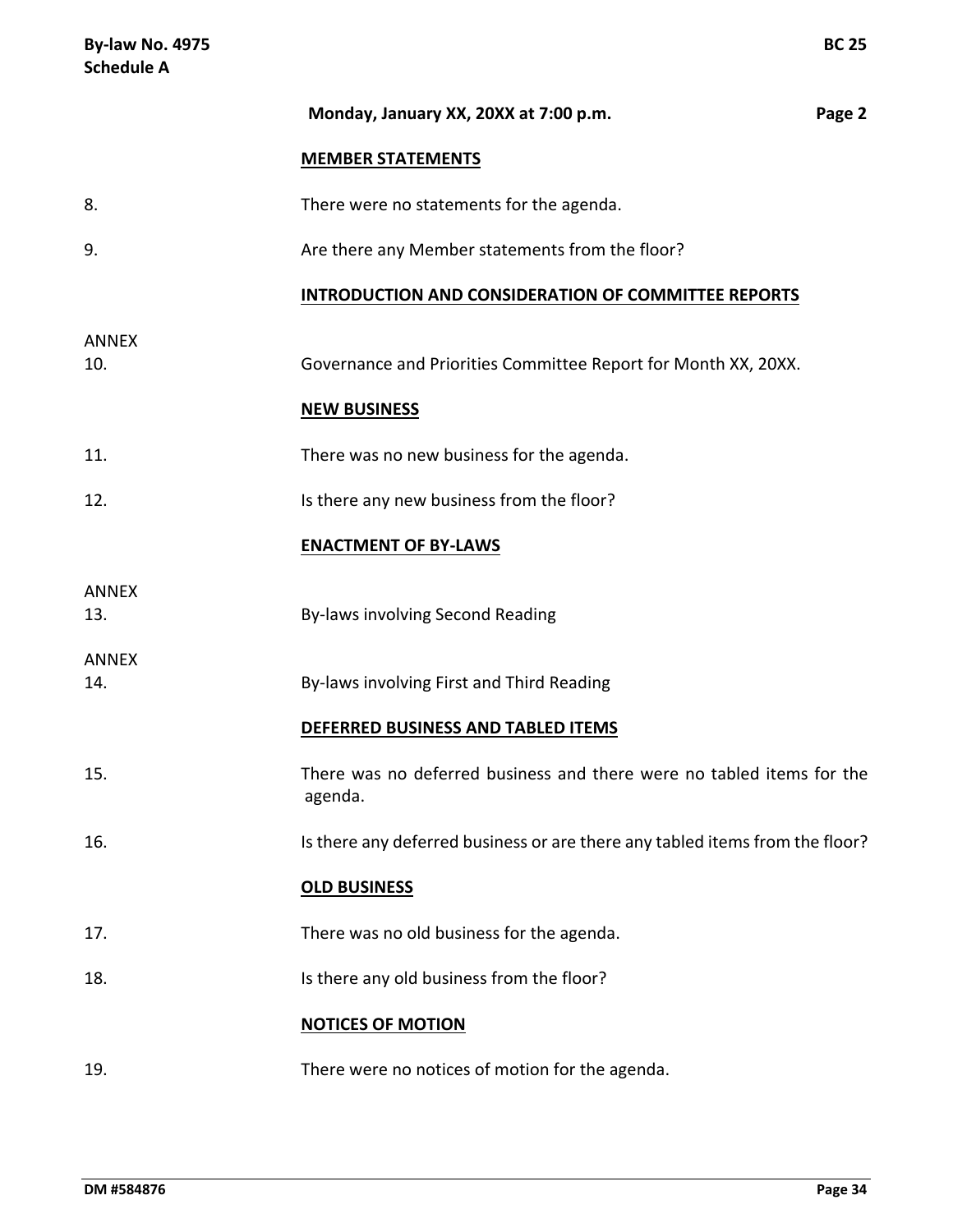**Monday, January XX, 20XX at 7:00 p.m.** **Page 2**

**MEMBER STATEMENTS**

8. There were no statements for the agenda.

9. Are there any Member statements from the floor?

**INTRODUCTION AND CONSIDERATION OF COMMITTEE REPORTS**

ANNEX
10. Governance and Priorities Committee Report for Month XX, 20XX.

**NEW BUSINESS**

11. There was no new business for the agenda.

12. Is there any new business from the floor?

**ENACTMENT OF BY-LAWS**

ANNEX
13. By-laws involving Second Reading

ANNEX
14. By-laws involving First and Third Reading

**DEFERRED BUSINESS AND TABLED ITEMS**

15. There was no deferred business and there were no tabled items for the agenda.

16. Is there any deferred business or are there any tabled items from the floor?

**OLD BUSINESS**

17. There was no old business for the agenda.

18. Is there any old business from the floor?

**NOTICES OF MOTION**

19. There were no notices of motion for the agenda.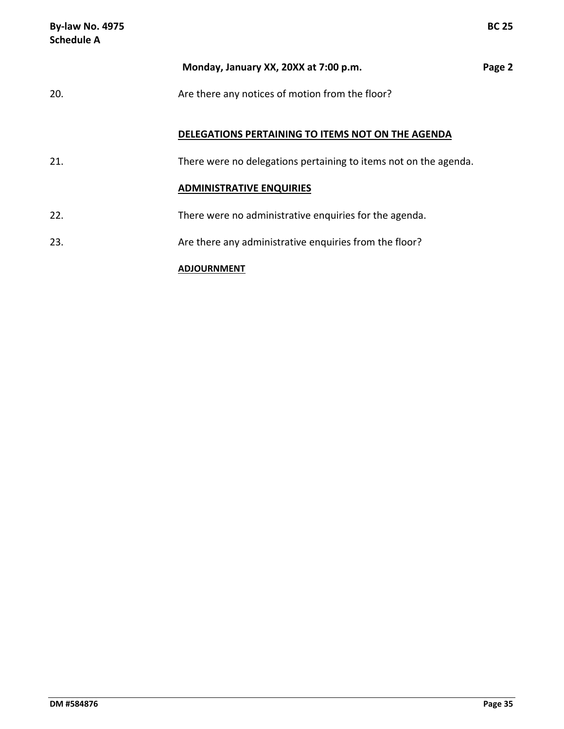**Monday, January XX, 20XX at 7:00 p.m.** **Page 2**

20. Are there any notices of motion from the floor?

**DELEGATIONS PERTAINING TO ITEMS NOT ON THE AGENDA**

21. There were no delegations pertaining to items not on the agenda.

**ADMINISTRATIVE ENQUIRIES**

22. There were no administrative enquiries for the agenda.

23. Are there any administrative enquiries from the floor?

**ADJOURNMENT**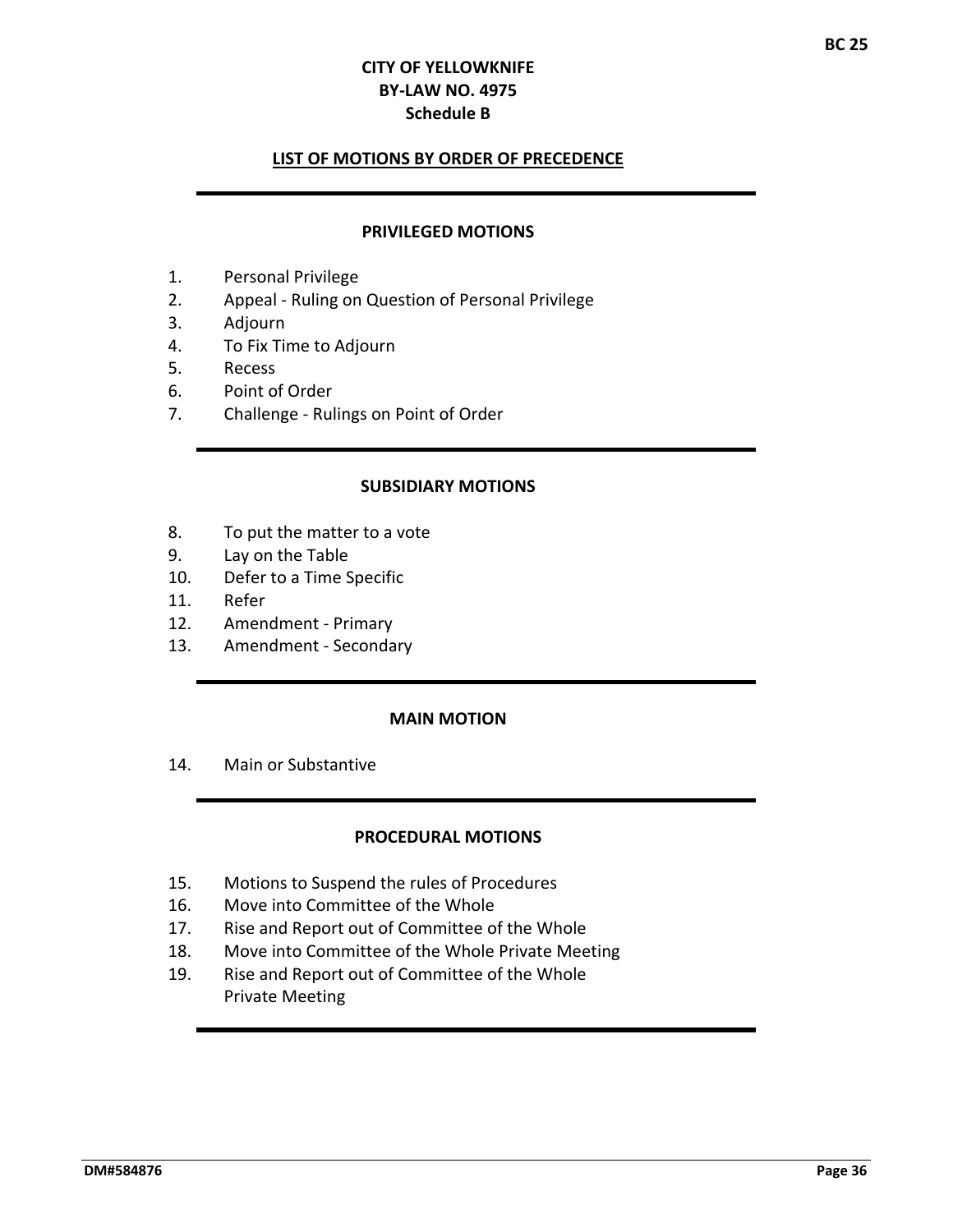**CITY OF YELLOWKNIFE**
**BY-LAW NO. 4975**
**Schedule B**

## LIST OF MOTIONS BY ORDER OF PRECEDENCE

---

### PRIVILEGED MOTIONS

1. Personal Privilege
2. Appeal - Ruling on Question of Personal Privilege
3. Adjourn
4. To Fix Time to Adjourn
5. Recess
6. Point of Order
7. Challenge - Rulings on Point of Order

---

### SUBSIDIARY MOTIONS

8. To put the matter to a vote
9. Lay on the Table
10. Defer to a Time Specific
11. Refer
12. Amendment - Primary
13. Amendment - Secondary

---

### MAIN MOTION

14. Main or Substantive

---

### PROCEDURAL MOTIONS

15. Motions to Suspend the rules of Procedures
16. Move into Committee of the Whole
17. Rise and Report out of Committee of the Whole
18. Move into Committee of the Whole Private Meeting
19. Rise and Report out of Committee of the Whole Private Meeting

---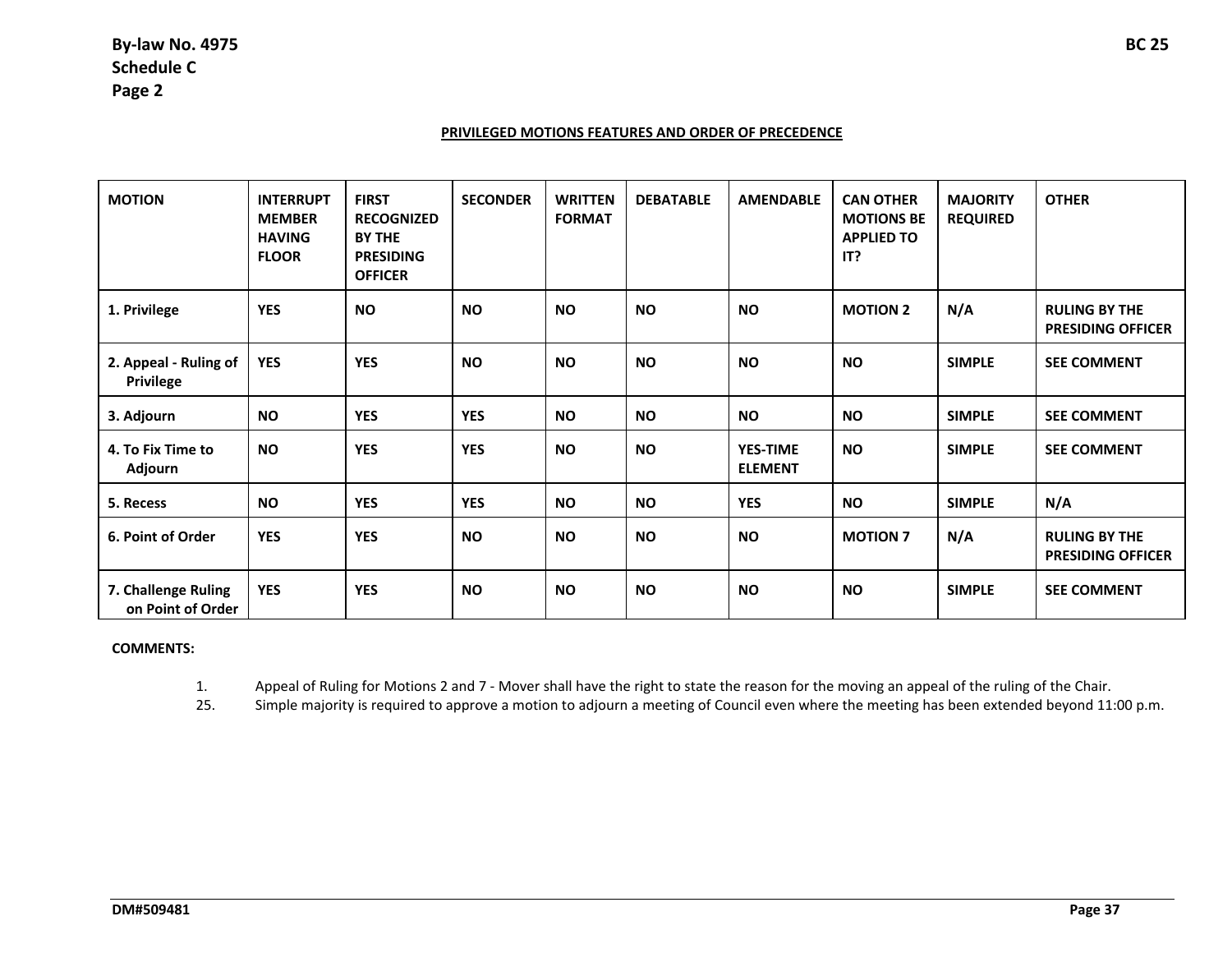By-law No. 4975
Schedule C
Page 2

BC 25

## PRIVILEGED MOTIONS FEATURES AND ORDER OF PRECEDENCE

| MOTION | INTERRUPT MEMBER HAVING FLOOR | FIRST RECOGNIZED BY THE PRESIDING OFFICER | SECONDER | WRITTEN FORMAT | DEBATABLE | AMENDABLE | CAN OTHER MOTIONS BE APPLIED TO IT? | MAJORITY REQUIRED | OTHER |
|---|---|---|---|---|---|---|---|---|---|
| 1. Privilege | YES | NO | NO | NO | NO | NO | MOTION 2 | N/A | RULING BY THE PRESIDING OFFICER |
| 2. Appeal - Ruling of Privilege | YES | YES | NO | NO | NO | NO | NO | SIMPLE | SEE COMMENT |
| 3. Adjourn | NO | YES | YES | NO | NO | NO | NO | SIMPLE | SEE COMMENT |
| 4. To Fix Time to Adjourn | NO | YES | YES | NO | NO | YES-TIME ELEMENT | NO | SIMPLE | SEE COMMENT |
| 5. Recess | NO | YES | YES | NO | NO | YES | NO | SIMPLE | N/A |
| 6. Point of Order | YES | YES | NO | NO | NO | NO | MOTION 7 | N/A | RULING BY THE PRESIDING OFFICER |
| 7. Challenge Ruling on Point of Order | YES | YES | NO | NO | NO | NO | NO | SIMPLE | SEE COMMENT |

**COMMENTS:**

1. Appeal of Ruling for Motions 2 and 7 - Mover shall have the right to state the reason for the moving an appeal of the ruling of the Chair.

25. Simple majority is required to approve a motion to adjourn a meeting of Council even where the meeting has been extended beyond 11:00 p.m.

DM#509481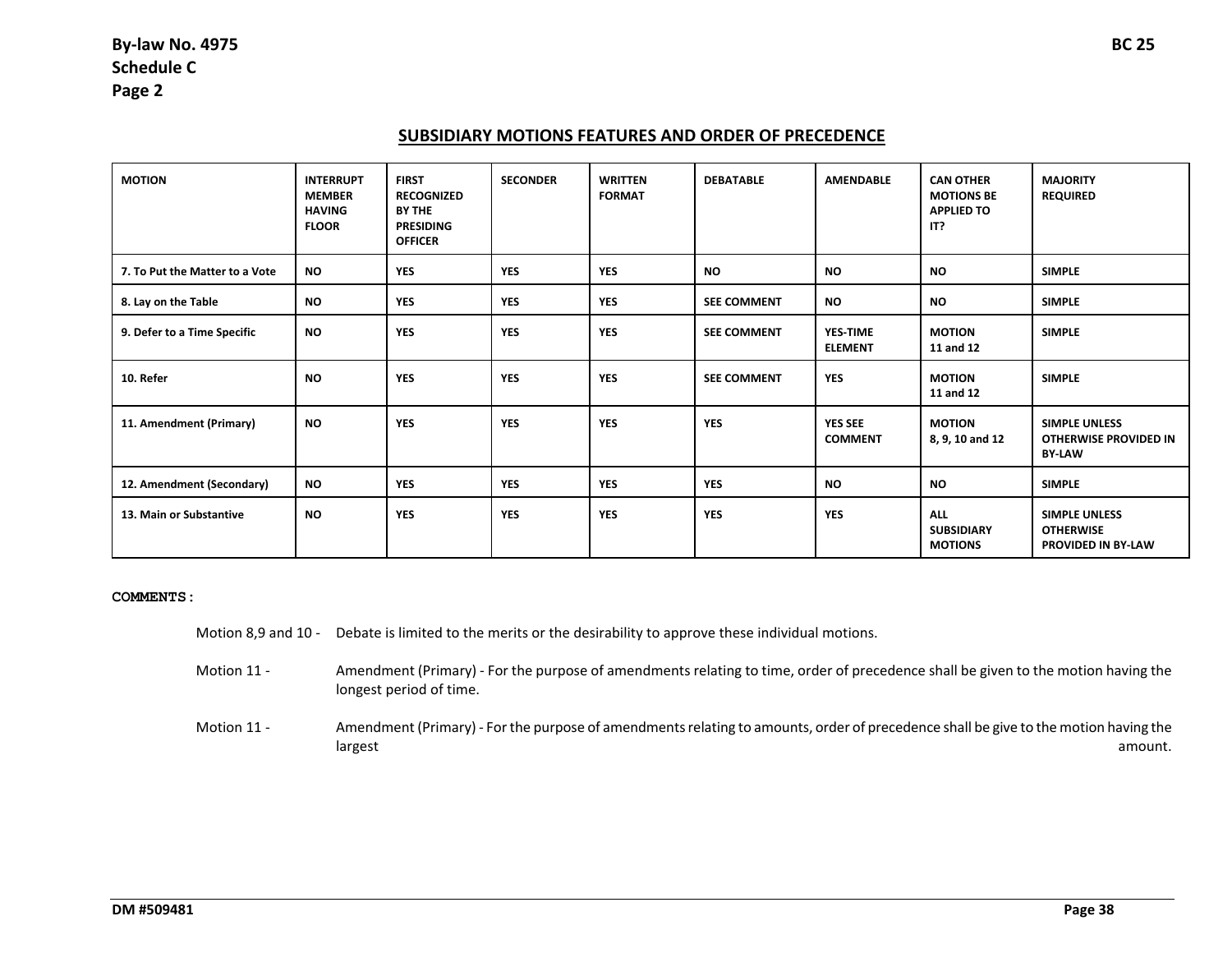By-law No. 4975
Schedule C
Page 2

BC 25

## SUBSIDIARY MOTIONS FEATURES AND ORDER OF PRECEDENCE

| MOTION | INTERRUPT MEMBER HAVING FLOOR | FIRST RECOGNIZED BY THE PRESIDING OFFICER | SECONDER | WRITTEN FORMAT | DEBATABLE | AMENDABLE | CAN OTHER MOTIONS BE APPLIED TO IT? | MAJORITY REQUIRED |
|---|---|---|---|---|---|---|---|---|
| 7. To Put the Matter to a Vote | NO | YES | YES | YES | NO | NO | NO | SIMPLE |
| 8. Lay on the Table | NO | YES | YES | YES | SEE COMMENT | NO | NO | SIMPLE |
| 9. Defer to a Time Specific | NO | YES | YES | YES | SEE COMMENT | YES-TIME ELEMENT | MOTION 11 and 12 | SIMPLE |
| 10. Refer | NO | YES | YES | YES | SEE COMMENT | YES | MOTION 11 and 12 | SIMPLE |
| 11. Amendment (Primary) | NO | YES | YES | YES | YES | YES SEE COMMENT | MOTION 8, 9, 10 and 12 | SIMPLE UNLESS OTHERWISE PROVIDED IN BY-LAW |
| 12. Amendment (Secondary) | NO | YES | YES | YES | YES | NO | NO | SIMPLE |
| 13. Main or Substantive | NO | YES | YES | YES | YES | YES | ALL SUBSIDIARY MOTIONS | SIMPLE UNLESS OTHERWISE PROVIDED IN BY-LAW |

**COMMENTS:**

Motion 8,9 and 10 - Debate is limited to the merits or the desirability to approve these individual motions.

Motion 11 - Amendment (Primary) - For the purpose of amendments relating to time, order of precedence shall be given to the motion having the longest period of time.

Motion 11 - Amendment (Primary) - For the purpose of amendments relating to amounts, order of precedence shall be give to the motion having the largest amount.

DM #509481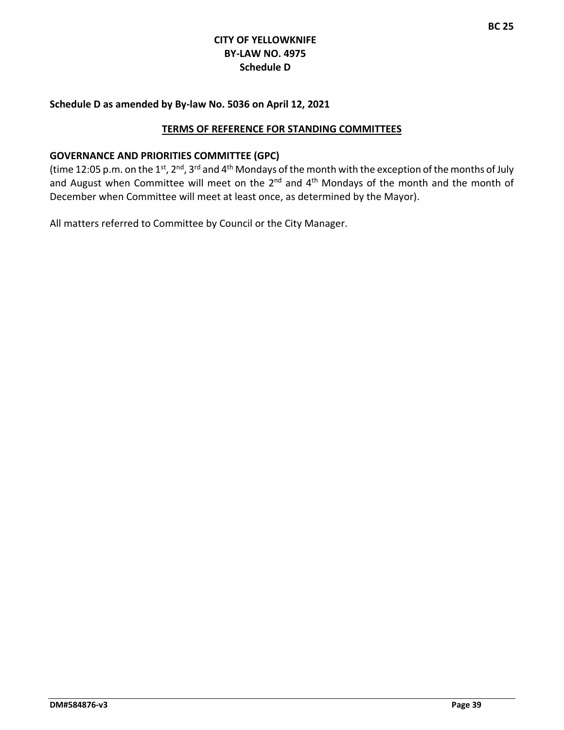**CITY OF YELLOWKNIFE**
**BY-LAW NO. 4975**
**Schedule D**

**Schedule D as amended by By-law No. 5036 on April 12, 2021**

## TERMS OF REFERENCE FOR STANDING COMMITTEES

### GOVERNANCE AND PRIORITIES COMMITTEE (GPC)

(time 12:05 p.m. on the 1st, 2nd, 3rd and 4th Mondays of the month with the exception of the months of July and August when Committee will meet on the 2nd and 4th Mondays of the month and the month of December when Committee will meet at least once, as determined by the Mayor).

All matters referred to Committee by Council or the City Manager.